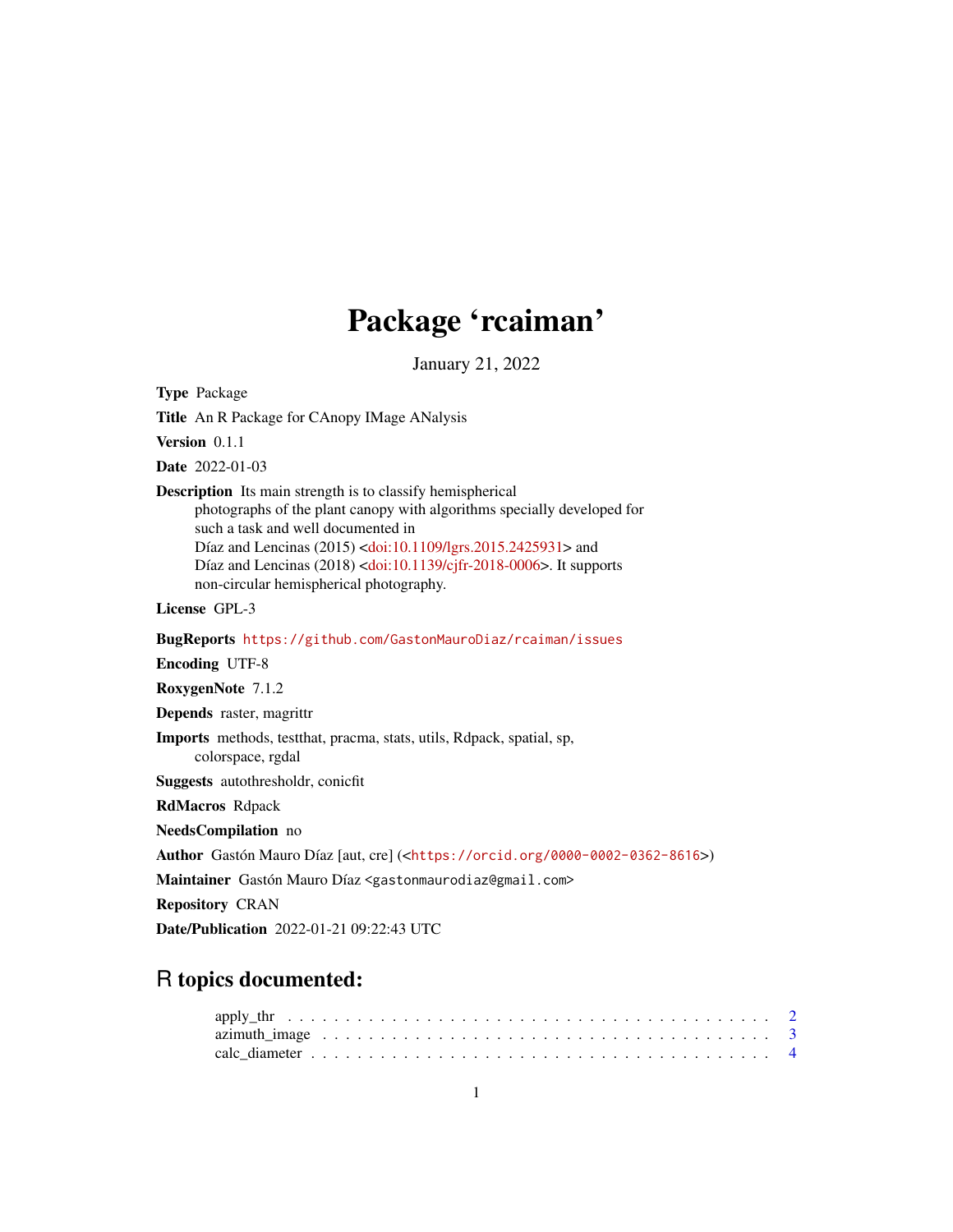# Package 'rcaiman'

January 21, 2022

**Type** Package

**Title** An R Package for CAnopy IMage ANalysis

**Version** 0.1.1

**Date** 2022-01-03

**Description** Its main strength is to classify hemispherical photographs of the plant canopy with algorithms specially developed for such a task and well documented in Díaz and Lencinas (2015) <doi:10.1109/lgrs.2015.2425931> and Díaz and Lencinas (2018) <doi:10.1139/cjfr-2018-0006>. It supports non-circular hemispherical photography.

**License** GPL-3

**BugReports** https://github.com/GastonMauroDiaz/rcaiman/issues

**Encoding** UTF-8

**RoxygenNote** 7.1.2

**Depends** raster, magrittr

**Imports** methods, testthat, pracma, stats, utils, Rdpack, spatial, sp, colorspace, rgdal

**Suggests** autothresholdr, conicfit

**RdMacros** Rdpack

**NeedsCompilation** no

**Author** Gastón Mauro Díaz [aut, cre] (<https://orcid.org/0000-0002-0362-8616>)

**Maintainer** Gastón Mauro Díaz <gastonmaurodiaz@gmail.com>

**Repository** CRAN

**Date/Publication** 2022-01-21 09:22:43 UTC

## R topics documented:

- apply_thr . . . . . . . . . . . . . . . . . . . . . . . . . . . . . . . . . . . . . . . . 2
- azimuth_image . . . . . . . . . . . . . . . . . . . . . . . . . . . . . . . . . . . . . 3
- calc_diameter . . . . . . . . . . . . . . . . . . . . . . . . . . . . . . . . . . . . . . 4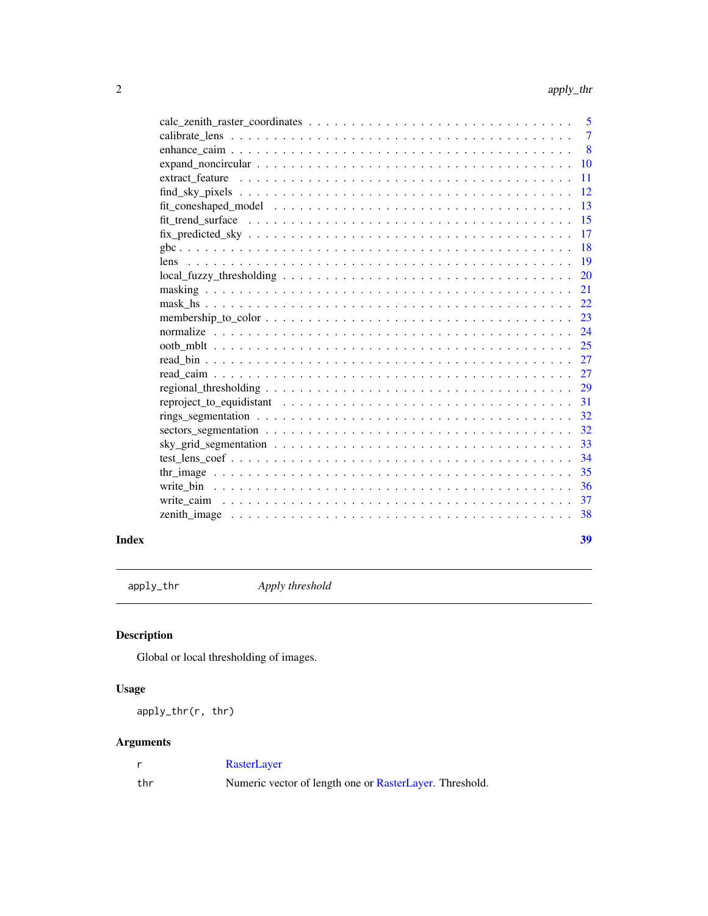calc_zenith_raster_coordinates . . . . . . . . . . . . . . . . . . . . . . . . . . . . . 5
calibrate_lens . . . . . . . . . . . . . . . . . . . . . . . . . . . . . . . . . . . . . 7
enhance_caim . . . . . . . . . . . . . . . . . . . . . . . . . . . . . . . . . . . . . 8
expand_noncircular . . . . . . . . . . . . . . . . . . . . . . . . . . . . . . . . . . 10
extract_feature . . . . . . . . . . . . . . . . . . . . . . . . . . . . . . . . . . . . 11
find_sky_pixels . . . . . . . . . . . . . . . . . . . . . . . . . . . . . . . . . . . . 12
fit_coneshaped_model . . . . . . . . . . . . . . . . . . . . . . . . . . . . . . . . . 13
fit_trend_surface . . . . . . . . . . . . . . . . . . . . . . . . . . . . . . . . . . . 15
fix_predicted_sky . . . . . . . . . . . . . . . . . . . . . . . . . . . . . . . . . . . 17
gbc . . . . . . . . . . . . . . . . . . . . . . . . . . . . . . . . . . . . . . . . . . 18
lens . . . . . . . . . . . . . . . . . . . . . . . . . . . . . . . . . . . . . . . . . 19
local_fuzzy_thresholding . . . . . . . . . . . . . . . . . . . . . . . . . . . . . . . 20
masking . . . . . . . . . . . . . . . . . . . . . . . . . . . . . . . . . . . . . . . 21
mask_hs . . . . . . . . . . . . . . . . . . . . . . . . . . . . . . . . . . . . . . . 22
membership_to_color . . . . . . . . . . . . . . . . . . . . . . . . . . . . . . . . . 23
normalize . . . . . . . . . . . . . . . . . . . . . . . . . . . . . . . . . . . . . . 24
ootb_mblt . . . . . . . . . . . . . . . . . . . . . . . . . . . . . . . . . . . . . . 25
read_bin . . . . . . . . . . . . . . . . . . . . . . . . . . . . . . . . . . . . . . . 27
read_caim . . . . . . . . . . . . . . . . . . . . . . . . . . . . . . . . . . . . . . 27
regional_thresholding . . . . . . . . . . . . . . . . . . . . . . . . . . . . . . . . 29
reproject_to_equidistant . . . . . . . . . . . . . . . . . . . . . . . . . . . . . . . 31
rings_segmentation . . . . . . . . . . . . . . . . . . . . . . . . . . . . . . . . . . 32
sectors_segmentation . . . . . . . . . . . . . . . . . . . . . . . . . . . . . . . . . 32
sky_grid_segmentation . . . . . . . . . . . . . . . . . . . . . . . . . . . . . . . . 33
test_lens_coef . . . . . . . . . . . . . . . . . . . . . . . . . . . . . . . . . . . . 34
thr_image . . . . . . . . . . . . . . . . . . . . . . . . . . . . . . . . . . . . . . 35
write_bin . . . . . . . . . . . . . . . . . . . . . . . . . . . . . . . . . . . . . . 36
write_caim . . . . . . . . . . . . . . . . . . . . . . . . . . . . . . . . . . . . . . 37
zenith_image . . . . . . . . . . . . . . . . . . . . . . . . . . . . . . . . . . . . 38

**Index** **39**

---

`apply_thr` *Apply threshold*

---

## Description

Global or local thresholding of images.

## Usage

```
apply_thr(r, thr)
```

## Arguments

| | |
|---|---|
| `r` | RasterLayer |
| `thr` | Numeric vector of length one or RasterLayer. Threshold. |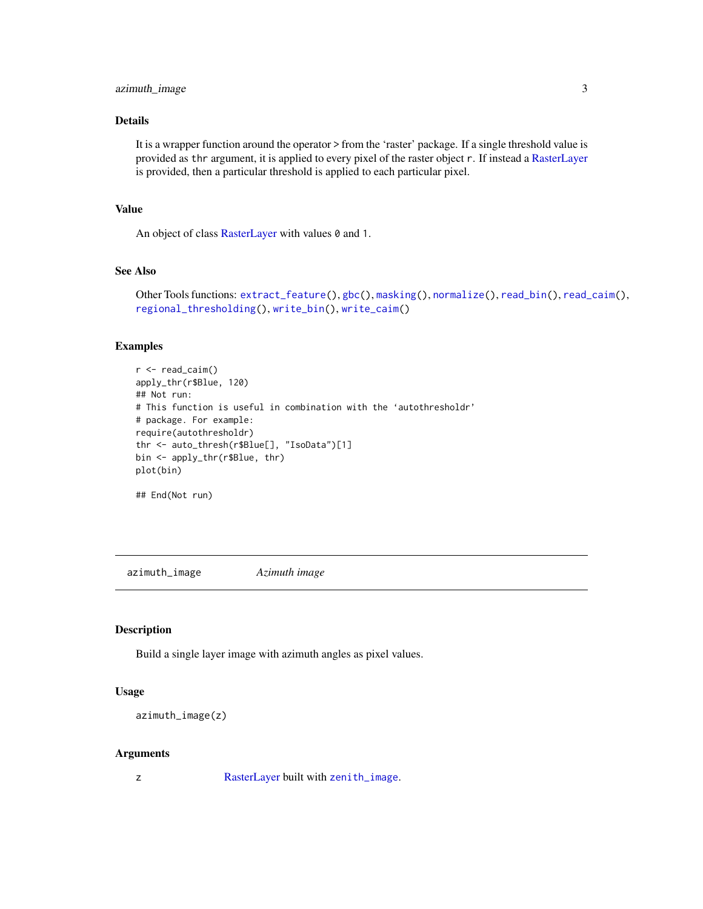## Details

It is a wrapper function around the operator > from the 'raster' package. If a single threshold value is provided as `thr` argument, it is applied to every pixel of the raster object `r`. If instead a RasterLayer is provided, then a particular threshold is applied to each particular pixel.

## Value

An object of class RasterLayer with values `0` and `1`.

## See Also

Other Tools functions: `extract_feature()`, `gbc()`, `masking()`, `normalize()`, `read_bin()`, `read_caim()`, `regional_thresholding()`, `write_bin()`, `write_caim()`

## Examples

```
r <- read_caim()
apply_thr(r$Blue, 120)
## Not run:
# This function is useful in combination with the 'autothresholdr'
# package. For example:
require(autothresholdr)
thr <- auto_thresh(r$Blue[], "IsoData")[1]
bin <- apply_thr(r$Blue, thr)
plot(bin)

## End(Not run)
```

---

# azimuth_image *Azimuth image*

---

## Description

Build a single layer image with azimuth angles as pixel values.

## Usage

```
azimuth_image(z)
```

## Arguments

| | |
|---|---|
| z | RasterLayer built with `zenith_image`. |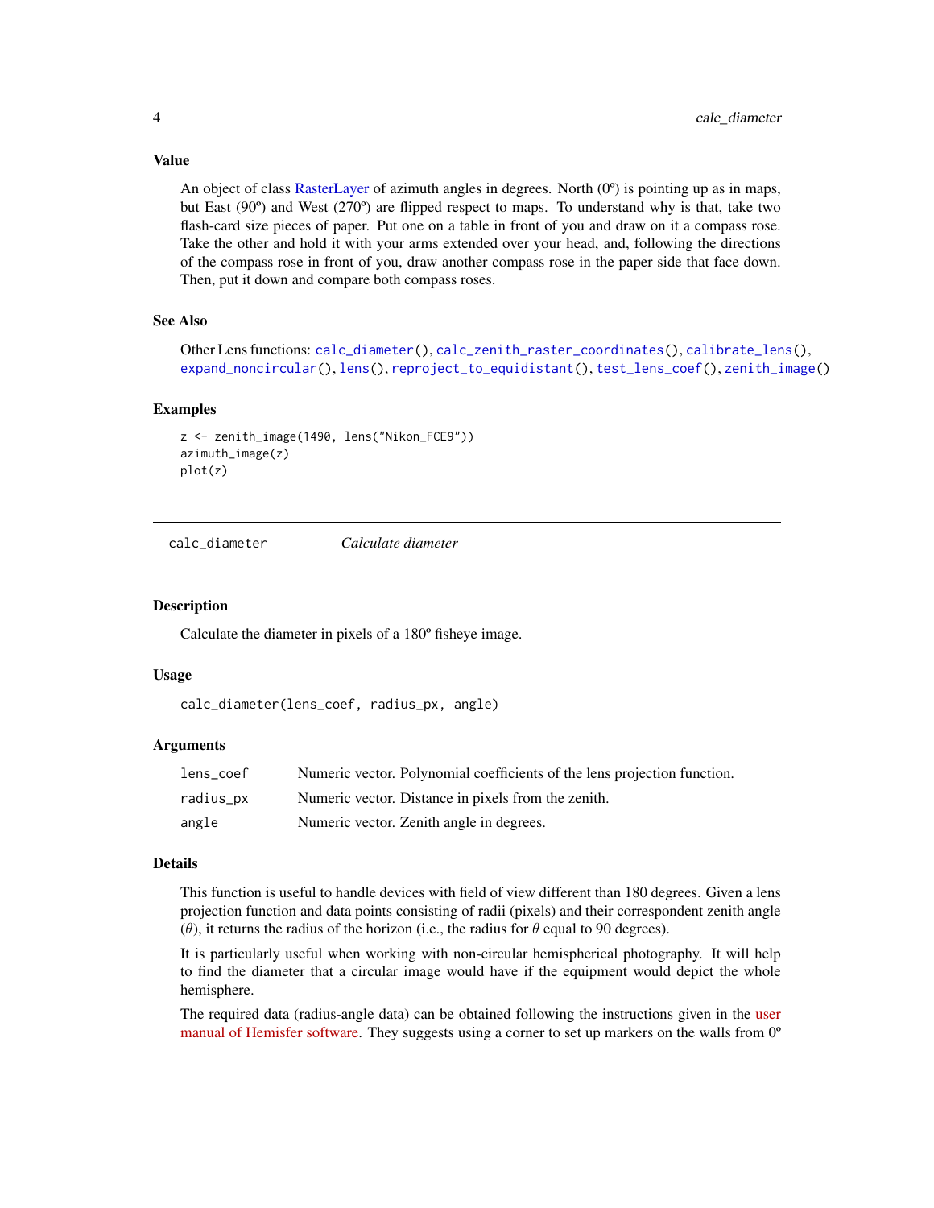### Value

An object of class RasterLayer of azimuth angles in degrees. North (0º) is pointing up as in maps, but East (90º) and West (270º) are flipped respect to maps. To understand why is that, take two flash-card size pieces of paper. Put one on a table in front of you and draw on it a compass rose. Take the other and hold it with your arms extended over your head, and, following the directions of the compass rose in front of you, draw another compass rose in the paper side that face down. Then, put it down and compare both compass roses.

### See Also

Other Lens functions: `calc_diameter()`, `calc_zenith_raster_coordinates()`, `calibrate_lens()`, `expand_noncircular()`, `lens()`, `reproject_to_equidistant()`, `test_lens_coef()`, `zenith_image()`

### Examples

```
z <- zenith_image(1490, lens("Nikon_FCE9"))
azimuth_image(z)
plot(z)
```

---

## calc_diameter — *Calculate diameter*

### Description

Calculate the diameter in pixels of a 180º fisheye image.

### Usage

```
calc_diameter(lens_coef, radius_px, angle)
```

### Arguments

| | |
|---|---|
| `lens_coef` | Numeric vector. Polynomial coefficients of the lens projection function. |
| `radius_px` | Numeric vector. Distance in pixels from the zenith. |
| `angle` | Numeric vector. Zenith angle in degrees. |

### Details

This function is useful to handle devices with field of view different than 180 degrees. Given a lens projection function and data points consisting of radii (pixels) and their correspondent zenith angle ($\theta$), it returns the radius of the horizon (i.e., the radius for $\theta$ equal to 90 degrees).

It is particularly useful when working with non-circular hemispherical photography. It will help to find the diameter that a circular image would have if the equipment would depict the whole hemisphere.

The required data (radius-angle data) can be obtained following the instructions given in the user manual of Hemisfer software. They suggests using a corner to set up markers on the walls from 0º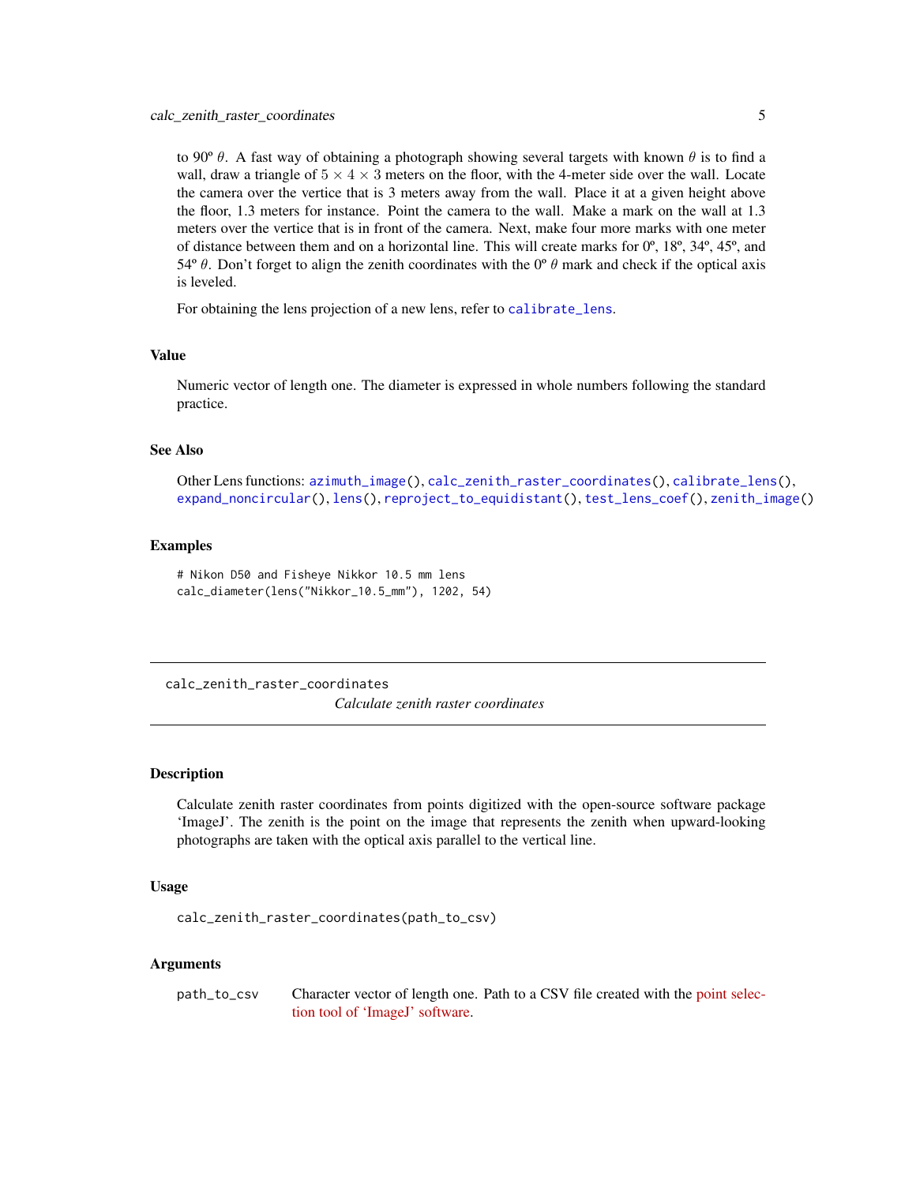to 90º $\theta$. A fast way of obtaining a photograph showing several targets with known $\theta$ is to find a wall, draw a triangle of $5 \times 4 \times 3$ meters on the floor, with the 4-meter side over the wall. Locate the camera over the vertice that is 3 meters away from the wall. Place it at a given height above the floor, 1.3 meters for instance. Point the camera to the wall. Make a mark on the wall at 1.3 meters over the vertice that is in front of the camera. Next, make four more marks with one meter of distance between them and on a horizontal line. This will create marks for 0º, 18º, 34º, 45º, and 54º $\theta$. Don't forget to align the zenith coordinates with the 0º $\theta$ mark and check if the optical axis is leveled.

For obtaining the lens projection of a new lens, refer to calibrate_lens.

### Value

Numeric vector of length one. The diameter is expressed in whole numbers following the standard practice.

### See Also

Other Lens functions: azimuth_image(), calc_zenith_raster_coordinates(), calibrate_lens(), expand_noncircular(), lens(), reproject_to_equidistant(), test_lens_coef(), zenith_image()

### Examples

```
# Nikon D50 and Fisheye Nikkor 10.5 mm lens
calc_diameter(lens("Nikkor_10.5_mm"), 1202, 54)
```

---

## calc_zenith_raster_coordinates

*Calculate zenith raster coordinates*

### Description

Calculate zenith raster coordinates from points digitized with the open-source software package 'ImageJ'. The zenith is the point on the image that represents the zenith when upward-looking photographs are taken with the optical axis parallel to the vertical line.

### Usage

```
calc_zenith_raster_coordinates(path_to_csv)
```

### Arguments

| | |
|---|---|
| path_to_csv | Character vector of length one. Path to a CSV file created with the point selection tool of 'ImageJ' software. |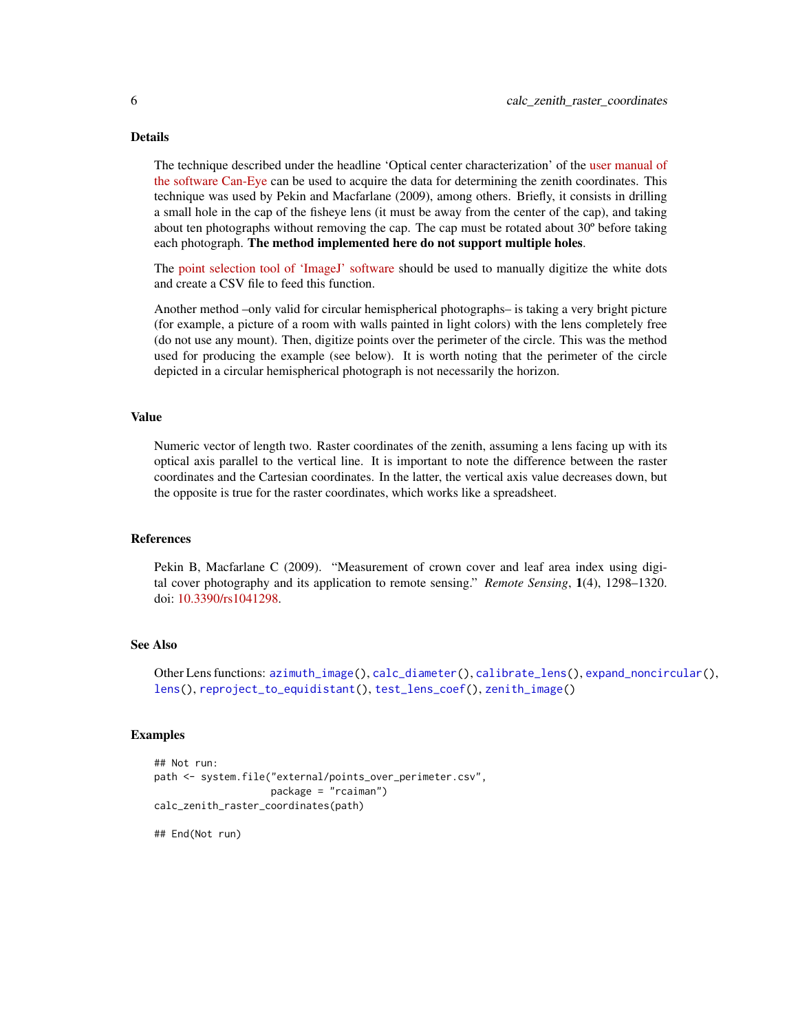### Details

The technique described under the headline 'Optical center characterization' of the user manual of the software Can-Eye can be used to acquire the data for determining the zenith coordinates. This technique was used by Pekin and Macfarlane (2009), among others. Briefly, it consists in drilling a small hole in the cap of the fisheye lens (it must be away from the center of the cap), and taking about ten photographs without removing the cap. The cap must be rotated about 30º before taking each photograph. **The method implemented here do not support multiple holes**.

The point selection tool of 'ImageJ' software should be used to manually digitize the white dots and create a CSV file to feed this function.

Another method –only valid for circular hemispherical photographs– is taking a very bright picture (for example, a picture of a room with walls painted in light colors) with the lens completely free (do not use any mount). Then, digitize points over the perimeter of the circle. This was the method used for producing the example (see below). It is worth noting that the perimeter of the circle depicted in a circular hemispherical photograph is not necessarily the horizon.

### Value

Numeric vector of length two. Raster coordinates of the zenith, assuming a lens facing up with its optical axis parallel to the vertical line. It is important to note the difference between the raster coordinates and the Cartesian coordinates. In the latter, the vertical axis value decreases down, but the opposite is true for the raster coordinates, which works like a spreadsheet.

### References

Pekin B, Macfarlane C (2009). "Measurement of crown cover and leaf area index using digital cover photography and its application to remote sensing." *Remote Sensing*, **1**(4), 1298–1320. doi: 10.3390/rs1041298.

### See Also

Other Lens functions: `azimuth_image()`, `calc_diameter()`, `calibrate_lens()`, `expand_noncircular()`, `lens()`, `reproject_to_equidistant()`, `test_lens_coef()`, `zenith_image()`

### Examples

```
## Not run:
path <- system.file("external/points_over_perimeter.csv",
                    package = "rcaiman")
calc_zenith_raster_coordinates(path)

## End(Not run)
```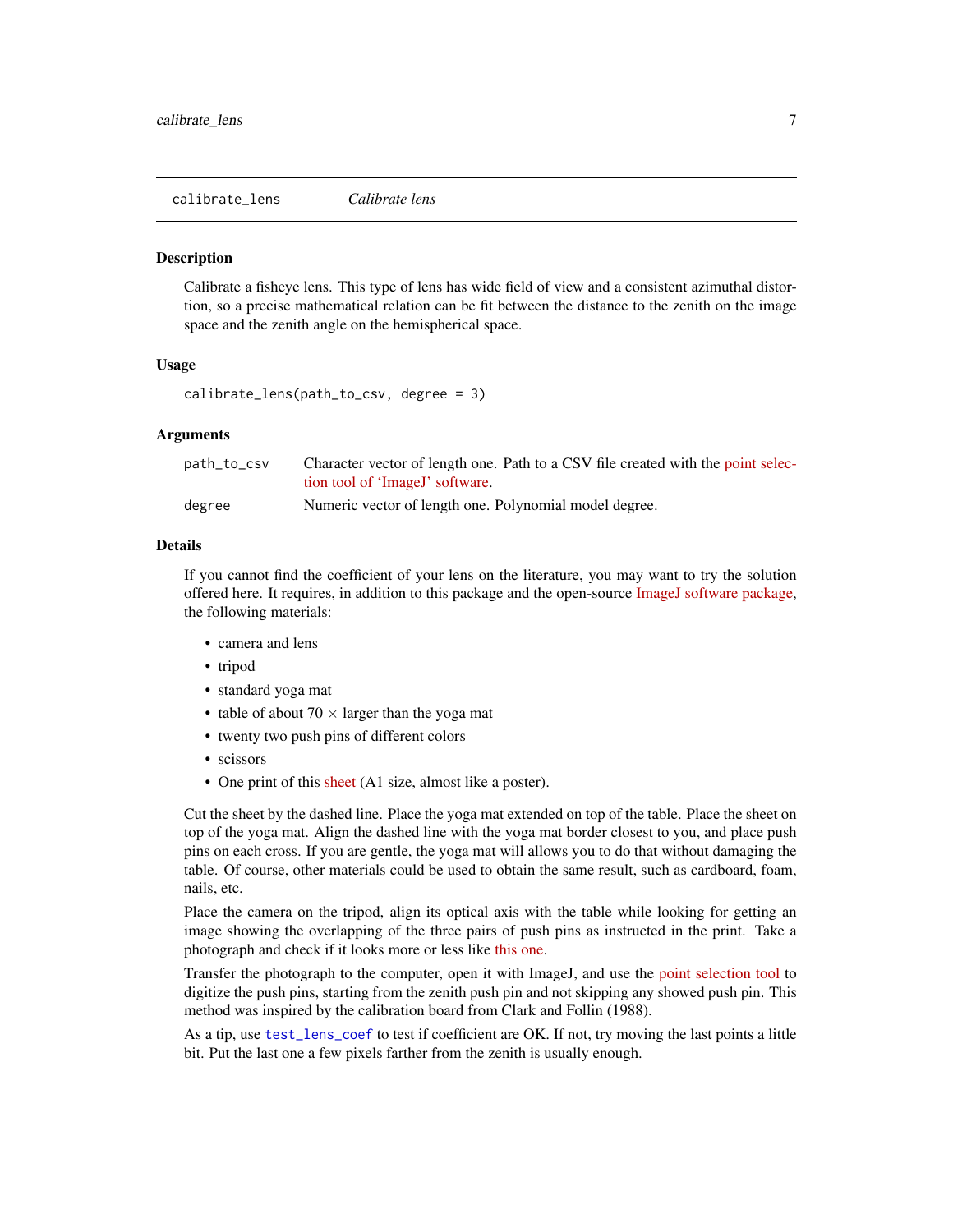## calibrate_lens *Calibrate lens*

### Description

Calibrate a fisheye lens. This type of lens has wide field of view and a consistent azimuthal distortion, so a precise mathematical relation can be fit between the distance to the zenith on the image space and the zenith angle on the hemispherical space.

### Usage

```
calibrate_lens(path_to_csv, degree = 3)
```

### Arguments

| | |
|---|---|
| path_to_csv | Character vector of length one. Path to a CSV file created with the point selection tool of 'ImageJ' software. |
| degree | Numeric vector of length one. Polynomial model degree. |

### Details

If you cannot find the coefficient of your lens on the literature, you may want to try the solution offered here. It requires, in addition to this package and the open-source ImageJ software package, the following materials:

- camera and lens
- tripod
- standard yoga mat
- table of about 70 × larger than the yoga mat
- twenty two push pins of different colors
- scissors
- One print of this sheet (A1 size, almost like a poster).

Cut the sheet by the dashed line. Place the yoga mat extended on top of the table. Place the sheet on top of the yoga mat. Align the dashed line with the yoga mat border closest to you, and place push pins on each cross. If you are gentle, the yoga mat will allows you to do that without damaging the table. Of course, other materials could be used to obtain the same result, such as cardboard, foam, nails, etc.

Place the camera on the tripod, align its optical axis with the table while looking for getting an image showing the overlapping of the three pairs of push pins as instructed in the print. Take a photograph and check if it looks more or less like this one.

Transfer the photograph to the computer, open it with ImageJ, and use the point selection tool to digitize the push pins, starting from the zenith push pin and not skipping any showed push pin. This method was inspired by the calibration board from Clark and Follin (1988).

As a tip, use `test_lens_coef` to test if coefficient are OK. If not, try moving the last points a little bit. Put the last one a few pixels farther from the zenith is usually enough.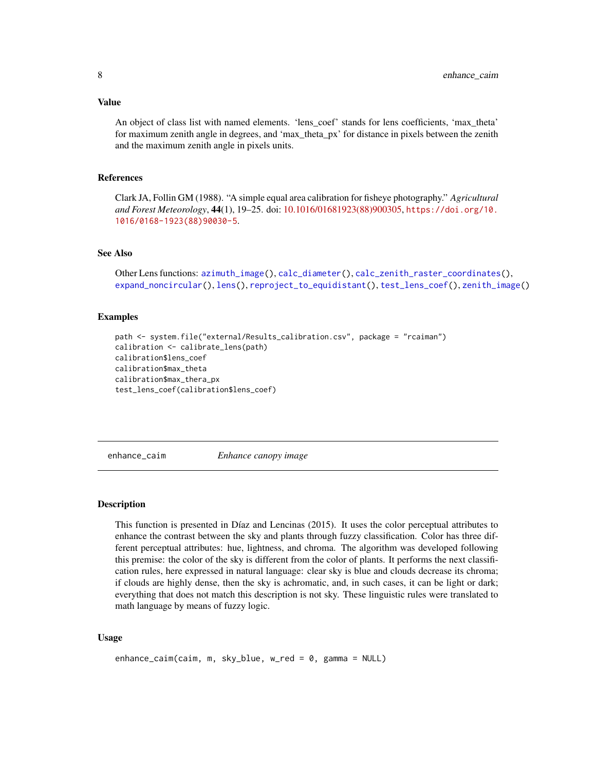## Value

An object of class list with named elements. 'lens_coef' stands for lens coefficients, 'max_theta' for maximum zenith angle in degrees, and 'max_theta_px' for distance in pixels between the zenith and the maximum zenith angle in pixels units.

## References

Clark JA, Follin GM (1988). "A simple equal area calibration for fisheye photography." *Agricultural and Forest Meteorology*, **44**(1), 19–25. doi: 10.1016/01681923(88)900305, https://doi.org/10.1016/0168-1923(88)90030-5.

## See Also

Other Lens functions: azimuth_image(), calc_diameter(), calc_zenith_raster_coordinates(), expand_noncircular(), lens(), reproject_to_equidistant(), test_lens_coef(), zenith_image()

## Examples

```
path <- system.file("external/Results_calibration.csv", package = "rcaiman")
calibration <- calibrate_lens(path)
calibration$lens_coef
calibration$max_theta
calibration$max_thera_px
test_lens_coef(calibration$lens_coef)
```

---

# enhance_caim &nbsp;&nbsp;&nbsp;&nbsp; *Enhance canopy image*

---

## Description

This function is presented in Díaz and Lencinas (2015). It uses the color perceptual attributes to enhance the contrast between the sky and plants through fuzzy classification. Color has three different perceptual attributes: hue, lightness, and chroma. The algorithm was developed following this premise: the color of the sky is different from the color of plants. It performs the next classification rules, here expressed in natural language: clear sky is blue and clouds decrease its chroma; if clouds are highly dense, then the sky is achromatic, and, in such cases, it can be light or dark; everything that does not match this description is not sky. These linguistic rules were translated to math language by means of fuzzy logic.

## Usage

```
enhance_caim(caim, m, sky_blue, w_red = 0, gamma = NULL)
```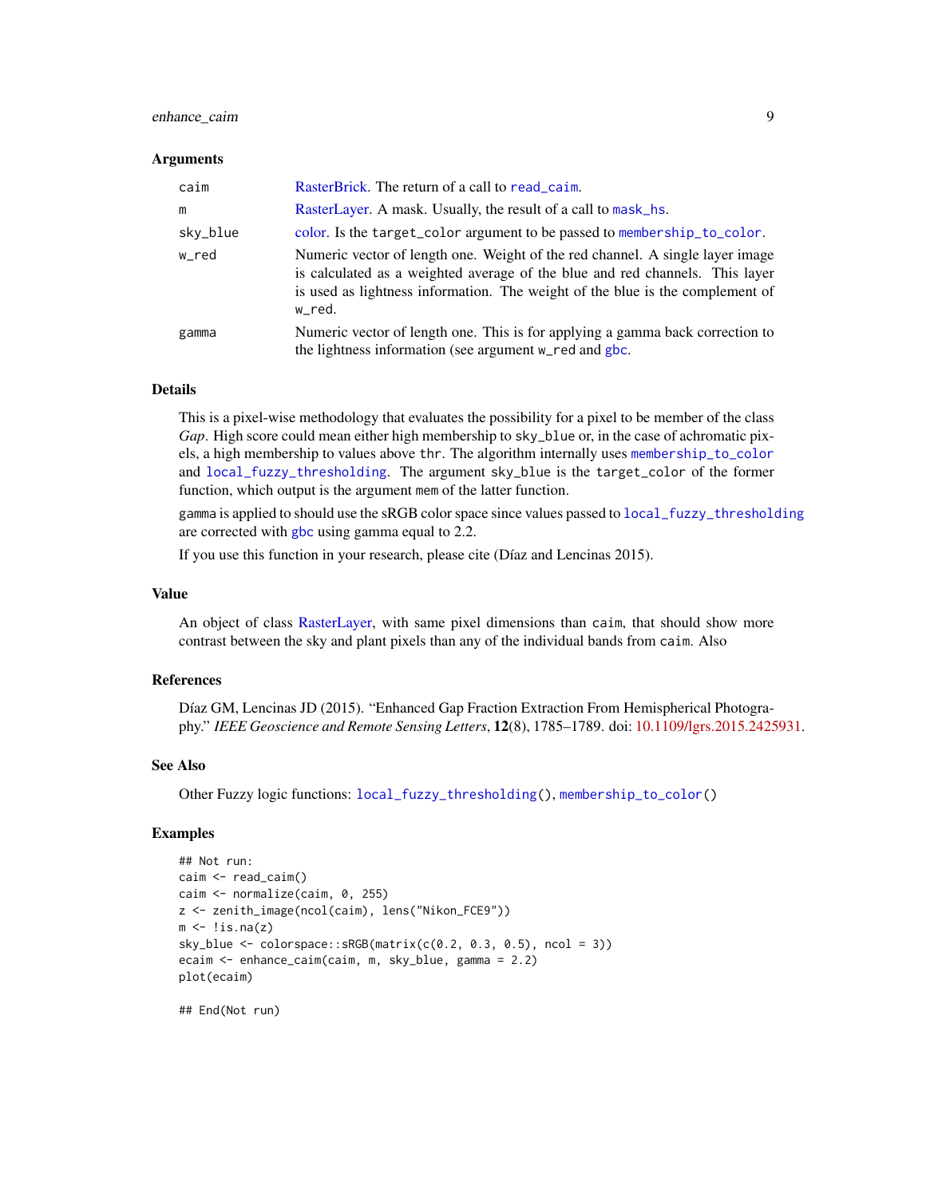### Arguments

| | |
|---|---|
| `caim` | RasterBrick. The return of a call to `read_caim`. |
| `m` | RasterLayer. A mask. Usually, the result of a call to `mask_hs`. |
| `sky_blue` | color. Is the `target_color` argument to be passed to `membership_to_color`. |
| `w_red` | Numeric vector of length one. Weight of the red channel. A single layer image is calculated as a weighted average of the blue and red channels. This layer is used as lightness information. The weight of the blue is the complement of `w_red`. |
| `gamma` | Numeric vector of length one. This is for applying a gamma back correction to the lightness information (see argument `w_red` and `gbc`. |

### Details

This is a pixel-wise methodology that evaluates the possibility for a pixel to be member of the class *Gap*. High score could mean either high membership to `sky_blue` or, in the case of achromatic pixels, a high membership to values above `thr`. The algorithm internally uses `membership_to_color` and `local_fuzzy_thresholding`. The argument `sky_blue` is the `target_color` of the former function, which output is the argument `mem` of the latter function.

`gamma` is applied to should use the sRGB color space since values passed to `local_fuzzy_thresholding` are corrected with `gbc` using gamma equal to 2.2.

If you use this function in your research, please cite (Díaz and Lencinas 2015).

### Value

An object of class RasterLayer, with same pixel dimensions than `caim`, that should show more contrast between the sky and plant pixels than any of the individual bands from `caim`. Also

### References

Díaz GM, Lencinas JD (2015). "Enhanced Gap Fraction Extraction From Hemispherical Photography." *IEEE Geoscience and Remote Sensing Letters*, **12**(8), 1785–1789. doi: 10.1109/lgrs.2015.2425931.

### See Also

Other Fuzzy logic functions: `local_fuzzy_thresholding()`, `membership_to_color()`

### Examples

```
## Not run:
caim <- read_caim()
caim <- normalize(caim, 0, 255)
z <- zenith_image(ncol(caim), lens("Nikon_FCE9"))
m <- !is.na(z)
sky_blue <- colorspace::sRGB(matrix(c(0.2, 0.3, 0.5), ncol = 3))
ecaim <- enhance_caim(caim, m, sky_blue, gamma = 2.2)
plot(ecaim)

## End(Not run)
```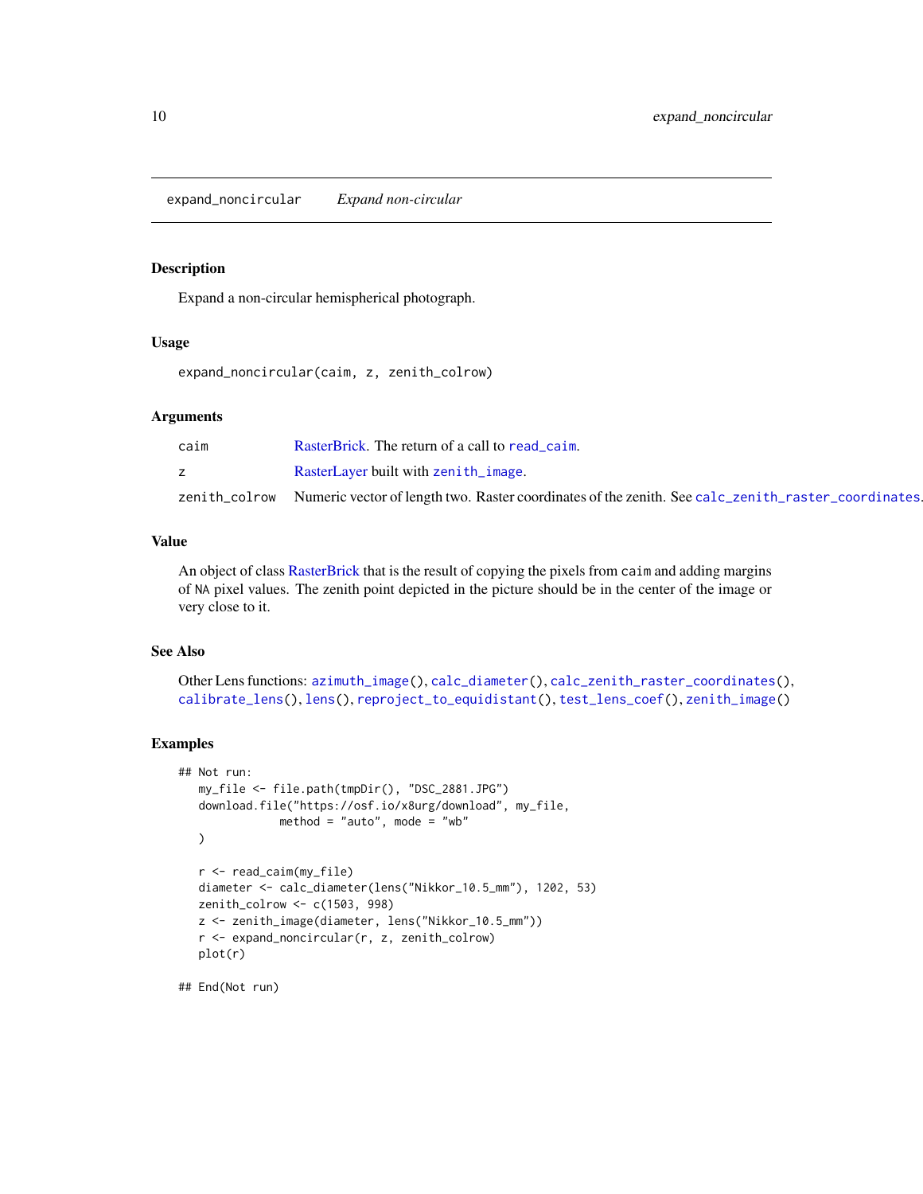## expand_noncircular *Expand non-circular*

### Description

Expand a non-circular hemispherical photograph.

### Usage

```
expand_noncircular(caim, z, zenith_colrow)
```

### Arguments

| | |
|---|---|
| `caim` | RasterBrick. The return of a call to `read_caim`. |
| `z` | RasterLayer built with `zenith_image`. |
| `zenith_colrow` | Numeric vector of length two. Raster coordinates of the zenith. See `calc_zenith_raster_coordinates`. |

### Value

An object of class RasterBrick that is the result of copying the pixels from `caim` and adding margins of `NA` pixel values. The zenith point depicted in the picture should be in the center of the image or very close to it.

### See Also

Other Lens functions: `azimuth_image()`, `calc_diameter()`, `calc_zenith_raster_coordinates()`, `calibrate_lens()`, `lens()`, `reproject_to_equidistant()`, `test_lens_coef()`, `zenith_image()`

### Examples

```
## Not run:
  my_file <- file.path(tmpDir(), "DSC_2881.JPG")
  download.file("https://osf.io/x8urg/download", my_file,
                method = "auto", mode = "wb"
  )

  r <- read_caim(my_file)
  diameter <- calc_diameter(lens("Nikkor_10.5_mm"), 1202, 53)
  zenith_colrow <- c(1503, 998)
  z <- zenith_image(diameter, lens("Nikkor_10.5_mm"))
  r <- expand_noncircular(r, z, zenith_colrow)
  plot(r)

## End(Not run)
```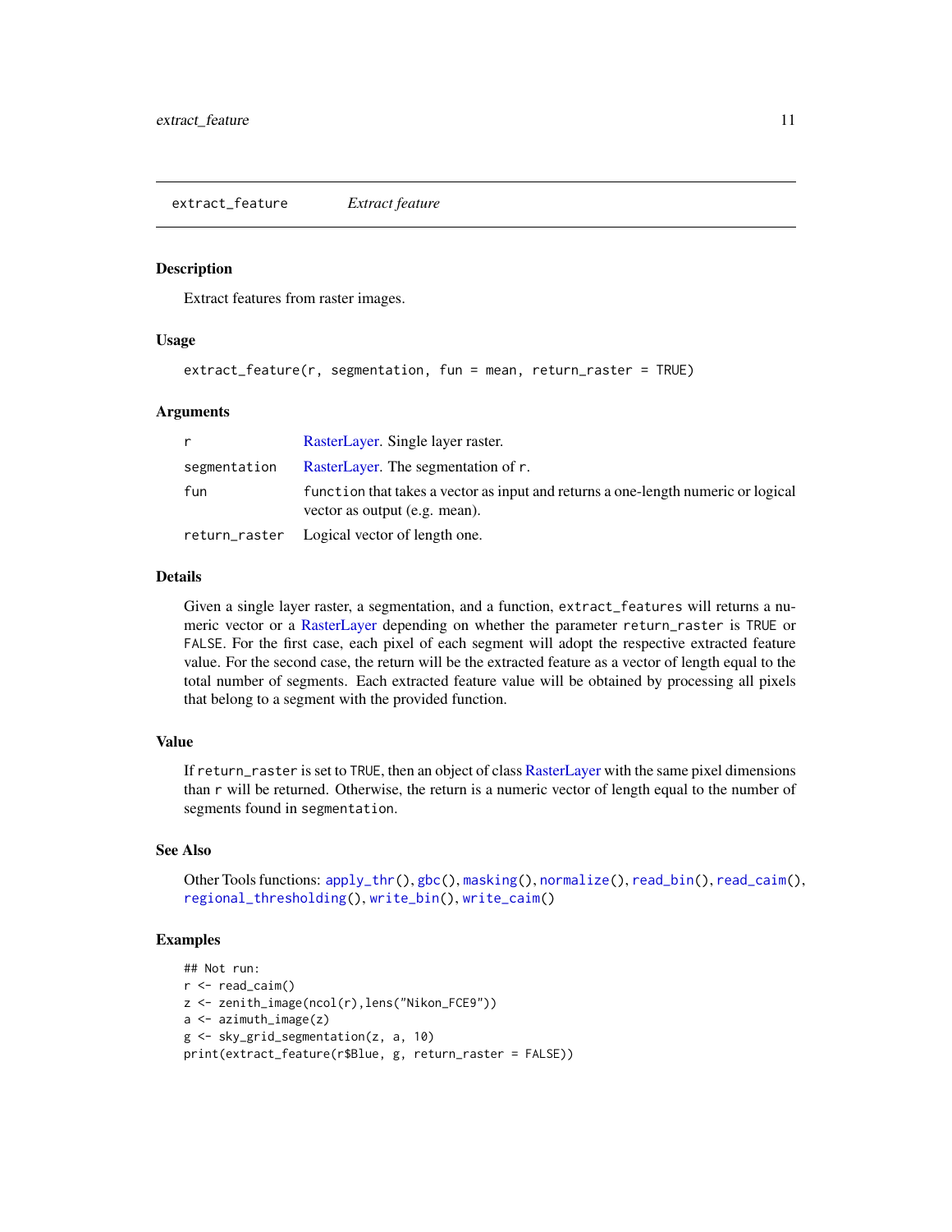# extract_feature *Extract feature*

## Description

Extract features from raster images.

## Usage

```
extract_feature(r, segmentation, fun = mean, return_raster = TRUE)
```

## Arguments

| | |
|---|---|
| r | RasterLayer. Single layer raster. |
| segmentation | RasterLayer. The segmentation of r. |
| fun | function that takes a vector as input and returns a one-length numeric or logical vector as output (e.g. mean). |
| return_raster | Logical vector of length one. |

## Details

Given a single layer raster, a segmentation, and a function, `extract_features` will returns a numeric vector or a RasterLayer depending on whether the parameter `return_raster` is `TRUE` or `FALSE`. For the first case, each pixel of each segment will adopt the respective extracted feature value. For the second case, the return will be the extracted feature as a vector of length equal to the total number of segments. Each extracted feature value will be obtained by processing all pixels that belong to a segment with the provided function.

## Value

If `return_raster` is set to `TRUE`, then an object of class RasterLayer with the same pixel dimensions than `r` will be returned. Otherwise, the return is a numeric vector of length equal to the number of segments found in `segmentation`.

## See Also

Other Tools functions: `apply_thr()`, `gbc()`, `masking()`, `normalize()`, `read_bin()`, `read_caim()`, `regional_thresholding()`, `write_bin()`, `write_caim()`

## Examples

```
## Not run:
r <- read_caim()
z <- zenith_image(ncol(r),lens("Nikon_FCE9"))
a <- azimuth_image(z)
g <- sky_grid_segmentation(z, a, 10)
print(extract_feature(r$Blue, g, return_raster = FALSE))
```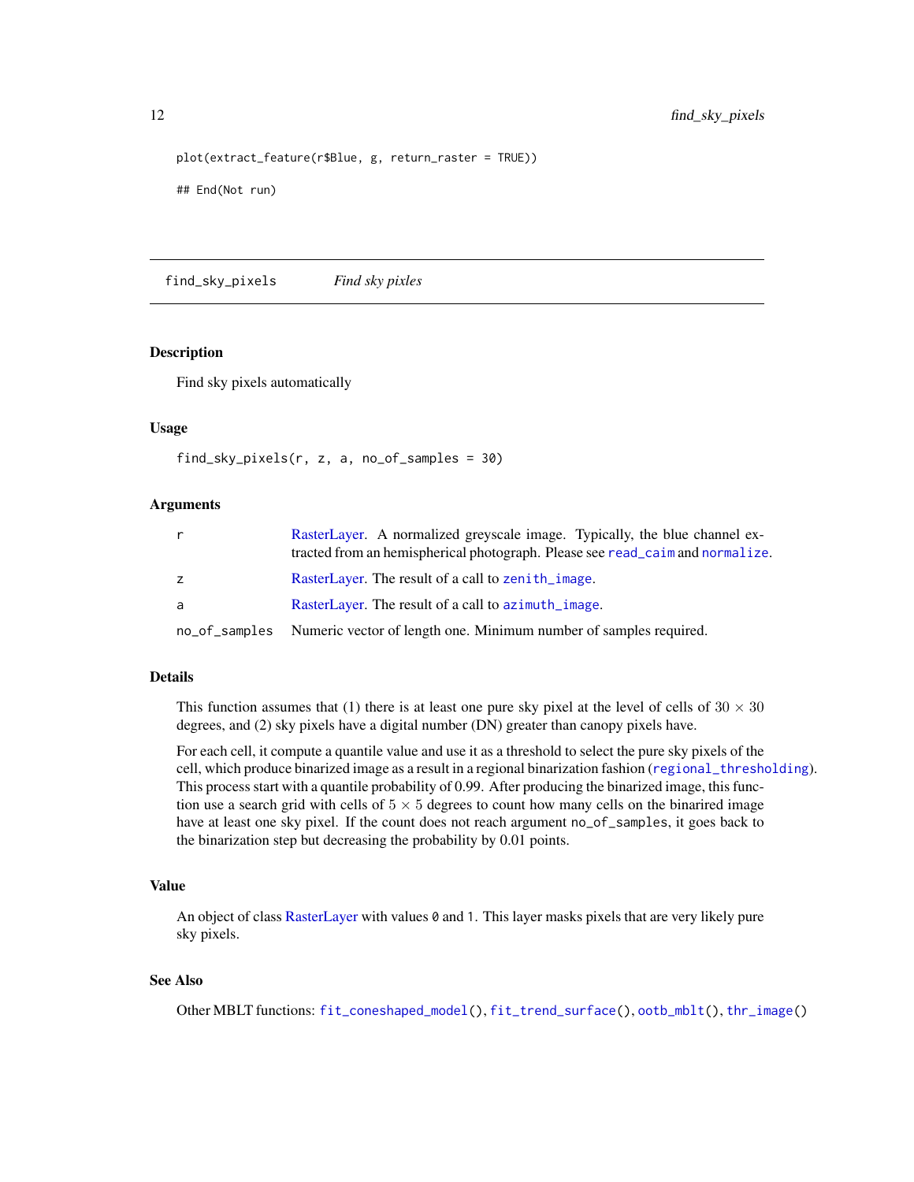```
plot(extract_feature(r$Blue, g, return_raster = TRUE))

## End(Not run)
```

---

## find_sky_pixels    *Find sky pixles*

### Description

Find sky pixels automatically

### Usage

```
find_sky_pixels(r, z, a, no_of_samples = 30)
```

### Arguments

| | |
|---|---|
| r | RasterLayer. A normalized greyscale image. Typically, the blue channel extracted from an hemispherical photograph. Please see `read_caim` and `normalize`. |
| z | RasterLayer. The result of a call to `zenith_image`. |
| a | RasterLayer. The result of a call to `azimuth_image`. |
| no_of_samples | Numeric vector of length one. Minimum number of samples required. |

### Details

This function assumes that (1) there is at least one pure sky pixel at the level of cells of $30 \times 30$ degrees, and (2) sky pixels have a digital number (DN) greater than canopy pixels have.

For each cell, it compute a quantile value and use it as a threshold to select the pure sky pixels of the cell, which produce binarized image as a result in a regional binarization fashion (`regional_thresholding`). This process start with a quantile probability of 0.99. After producing the binarized image, this function use a search grid with cells of $5 \times 5$ degrees to count how many cells on the binarired image have at least one sky pixel. If the count does not reach argument `no_of_samples`, it goes back to the binarization step but decreasing the probability by 0.01 points.

### Value

An object of class RasterLayer with values `0` and `1`. This layer masks pixels that are very likely pure sky pixels.

### See Also

Other MBLT functions: `fit_coneshaped_model()`, `fit_trend_surface()`, `ootb_mblt()`, `thr_image()`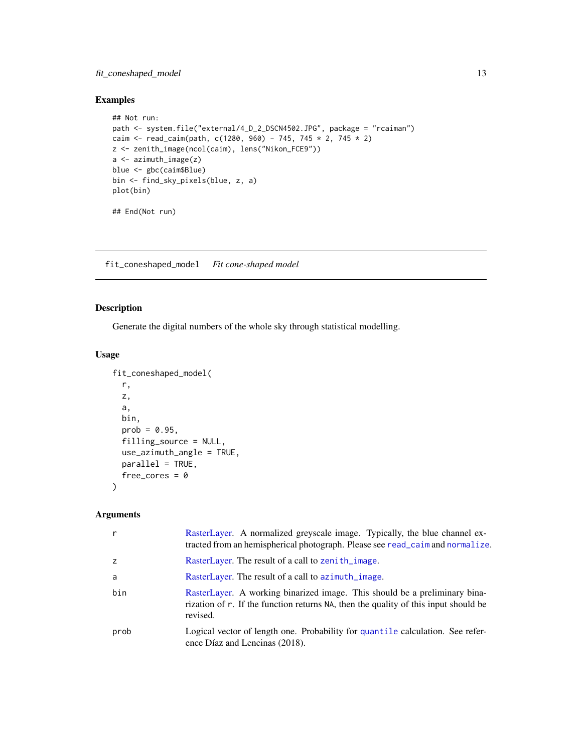## Examples

```
## Not run:
path <- system.file("external/4_D_2_DSCN4502.JPG", package = "rcaiman")
caim <- read_caim(path, c(1280, 960) - 745, 745 * 2, 745 * 2)
z <- zenith_image(ncol(caim), lens("Nikon_FCE9"))
a <- azimuth_image(z)
blue <- gbc(caim$Blue)
bin <- find_sky_pixels(blue, z, a)
plot(bin)

## End(Not run)
```

---

## fit_coneshaped_model *Fit cone-shaped model*

### Description

Generate the digital numbers of the whole sky through statistical modelling.

### Usage

```
fit_coneshaped_model(
  r,
  z,
  a,
  bin,
  prob = 0.95,
  filling_source = NULL,
  use_azimuth_angle = TRUE,
  parallel = TRUE,
  free_cores = 0
)
```

### Arguments

| | |
|---|---|
| r | RasterLayer. A normalized greyscale image. Typically, the blue channel extracted from an hemispherical photograph. Please see `read_caim` and `normalize`. |
| z | RasterLayer. The result of a call to `zenith_image`. |
| a | RasterLayer. The result of a call to `azimuth_image`. |
| bin | RasterLayer. A working binarized image. This should be a preliminary binarization of `r`. If the function returns `NA`, then the quality of this input should be revised. |
| prob | Logical vector of length one. Probability for `quantile` calculation. See reference Díaz and Lencinas (2018). |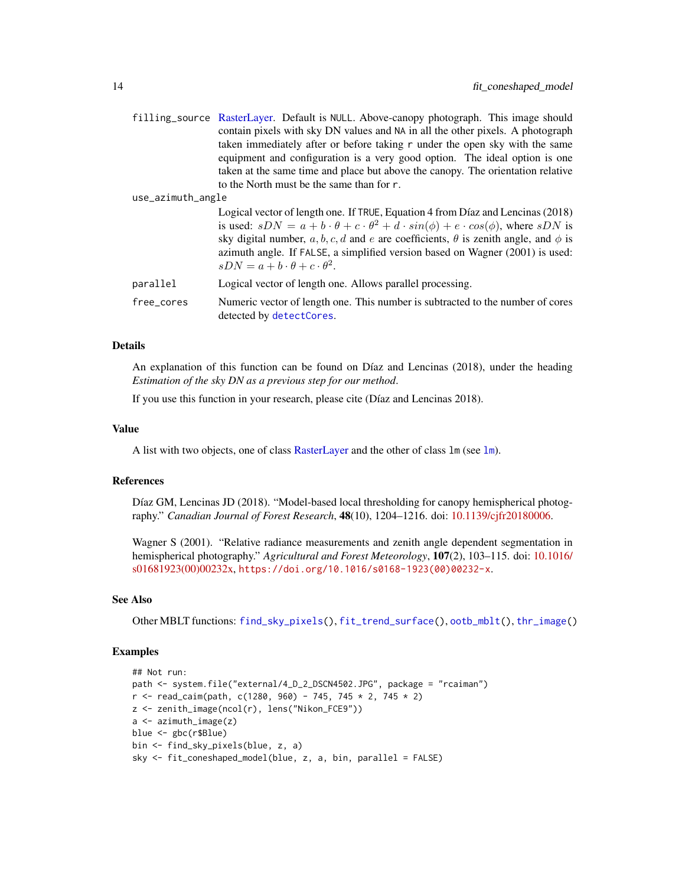**filling_source** RasterLayer. Default is NULL. Above-canopy photograph. This image should contain pixels with sky DN values and NA in all the other pixels. A photograph taken immediately after or before taking r under the open sky with the same equipment and configuration is a very good option. The ideal option is one taken at the same time and place but above the canopy. The orientation relative to the North must be the same than for r.

**use_azimuth_angle** Logical vector of length one. If TRUE, Equation 4 from Díaz and Lencinas (2018) is used: $sDN = a + b \cdot \theta + c \cdot \theta^2 + d \cdot sin(\phi) + e \cdot cos(\phi)$, where $sDN$ is sky digital number, $a, b, c, d$ and $e$ are coefficients, $\theta$ is zenith angle, and $\phi$ is azimuth angle. If FALSE, a simplified version based on Wagner (2001) is used: $sDN = a + b \cdot \theta + c \cdot \theta^2$.

**parallel** Logical vector of length one. Allows parallel processing.

**free_cores** Numeric vector of length one. This number is subtracted to the number of cores detected by detectCores.

### Details

An explanation of this function can be found on Díaz and Lencinas (2018), under the heading *Estimation of the sky DN as a previous step for our method*.

If you use this function in your research, please cite (Díaz and Lencinas 2018).

### Value

A list with two objects, one of class RasterLayer and the other of class lm (see lm).

### References

Díaz GM, Lencinas JD (2018). "Model-based local thresholding for canopy hemispherical photography." *Canadian Journal of Forest Research*, **48**(10), 1204–1216. doi: 10.1139/cjfr20180006.

Wagner S (2001). "Relative radiance measurements and zenith angle dependent segmentation in hemispherical photography." *Agricultural and Forest Meteorology*, **107**(2), 103–115. doi: 10.1016/s01681923(00)00232x, https://doi.org/10.1016/s0168-1923(00)00232-x.

### See Also

Other MBLT functions: find_sky_pixels(), fit_trend_surface(), ootb_mblt(), thr_image()

### Examples

```
## Not run:
path <- system.file("external/4_D_2_DSCN4502.JPG", package = "rcaiman")
r <- read_caim(path, c(1280, 960) - 745, 745 * 2, 745 * 2)
z <- zenith_image(ncol(r), lens("Nikon_FCE9"))
a <- azimuth_image(z)
blue <- gbc(r$Blue)
bin <- find_sky_pixels(blue, z, a)
sky <- fit_coneshaped_model(blue, z, a, bin, parallel = FALSE)
```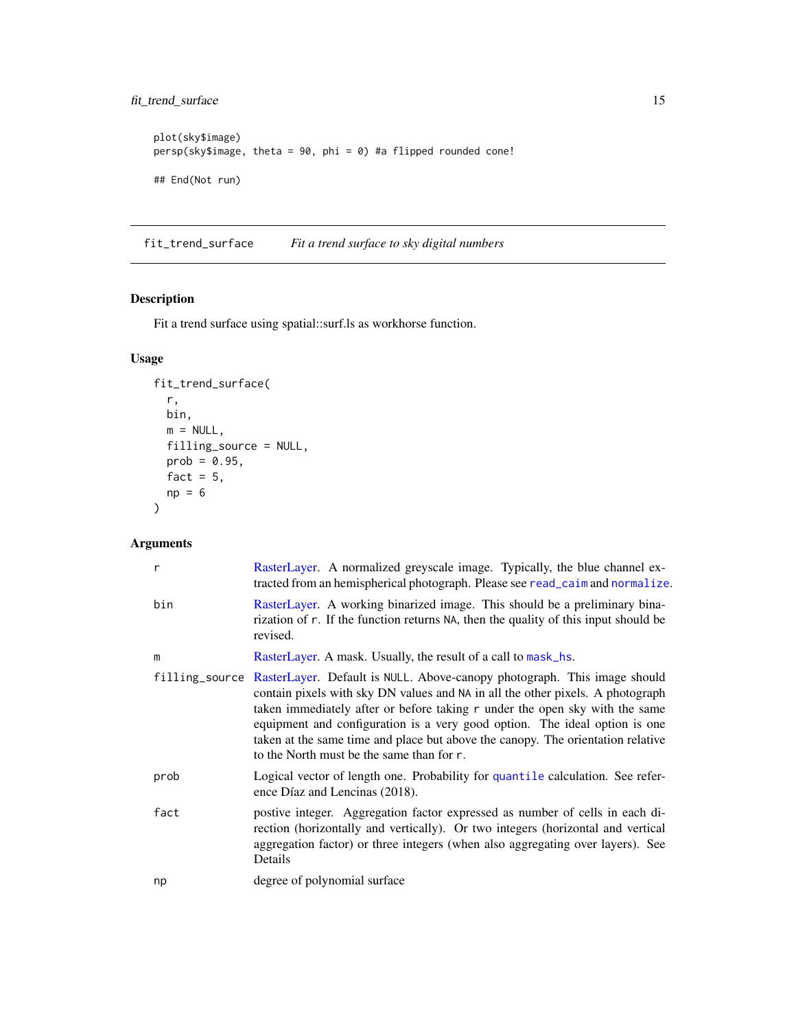```
plot(sky$image)
persp(sky$image, theta = 90, phi = 0) #a flipped rounded cone!

## End(Not run)
```

## fit_trend_surface — *Fit a trend surface to sky digital numbers*

### Description

Fit a trend surface using spatial::surf.ls as workhorse function.

### Usage

```
fit_trend_surface(
  r,
  bin,
  m = NULL,
  filling_source = NULL,
  prob = 0.95,
  fact = 5,
  np = 6
)
```

### Arguments

| | |
|---|---|
| `r` | RasterLayer. A normalized greyscale image. Typically, the blue channel extracted from an hemispherical photograph. Please see `read_caim` and `normalize`. |
| `bin` | RasterLayer. A working binarized image. This should be a preliminary binarization of `r`. If the function returns `NA`, then the quality of this input should be revised. |
| `m` | RasterLayer. A mask. Usually, the result of a call to `mask_hs`. |
| `filling_source` | RasterLayer. Default is `NULL`. Above-canopy photograph. This image should contain pixels with sky DN values and `NA` in all the other pixels. A photograph taken immediately after or before taking `r` under the open sky with the same equipment and configuration is a very good option. The ideal option is one taken at the same time and place but above the canopy. The orientation relative to the North must be the same than for `r`. |
| `prob` | Logical vector of length one. Probability for `quantile` calculation. See reference Díaz and Lencinas (2018). |
| `fact` | postive integer. Aggregation factor expressed as number of cells in each direction (horizontally and vertically). Or two integers (horizontal and vertical aggregation factor) or three integers (when also aggregating over layers). See Details |
| `np` | degree of polynomial surface |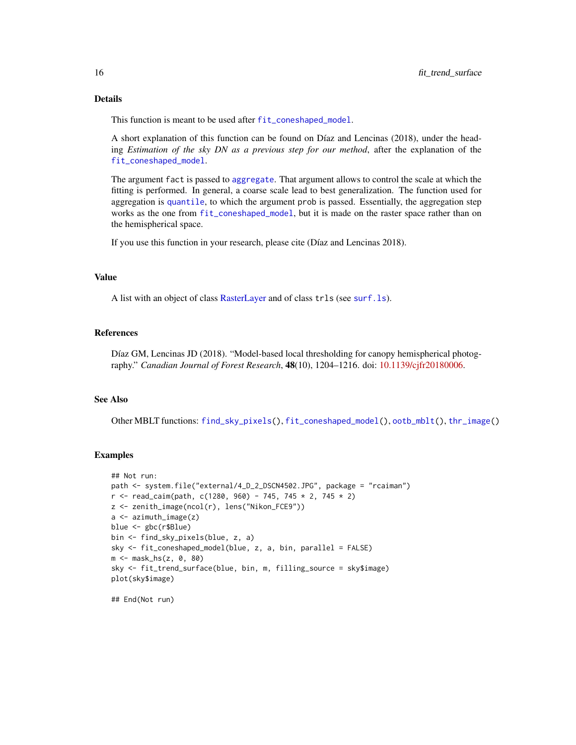## Details

This function is meant to be used after `fit_coneshaped_model`.

A short explanation of this function can be found on Díaz and Lencinas (2018), under the heading *Estimation of the sky DN as a previous step for our method*, after the explanation of the `fit_coneshaped_model`.

The argument `fact` is passed to `aggregate`. That argument allows to control the scale at which the fitting is performed. In general, a coarse scale lead to best generalization. The function used for aggregation is `quantile`, to which the argument `prob` is passed. Essentially, the aggregation step works as the one from `fit_coneshaped_model`, but it is made on the raster space rather than on the hemispherical space.

If you use this function in your research, please cite (Díaz and Lencinas 2018).

## Value

A list with an object of class RasterLayer and of class `trls` (see `surf.ls`).

## References

Díaz GM, Lencinas JD (2018). "Model-based local thresholding for canopy hemispherical photography." *Canadian Journal of Forest Research*, **48**(10), 1204–1216. doi: 10.1139/cjfr20180006.

## See Also

Other MBLT functions: `find_sky_pixels()`, `fit_coneshaped_model()`, `ootb_mblt()`, `thr_image()`

## Examples

```
## Not run:
path <- system.file("external/4_D_2_DSCN4502.JPG", package = "rcaiman")
r <- read_caim(path, c(1280, 960) - 745, 745 * 2, 745 * 2)
z <- zenith_image(ncol(r), lens("Nikon_FCE9"))
a <- azimuth_image(z)
blue <- gbc(r$Blue)
bin <- find_sky_pixels(blue, z, a)
sky <- fit_coneshaped_model(blue, z, a, bin, parallel = FALSE)
m <- mask_hs(z, 0, 80)
sky <- fit_trend_surface(blue, bin, m, filling_source = sky$image)
plot(sky$image)

## End(Not run)
```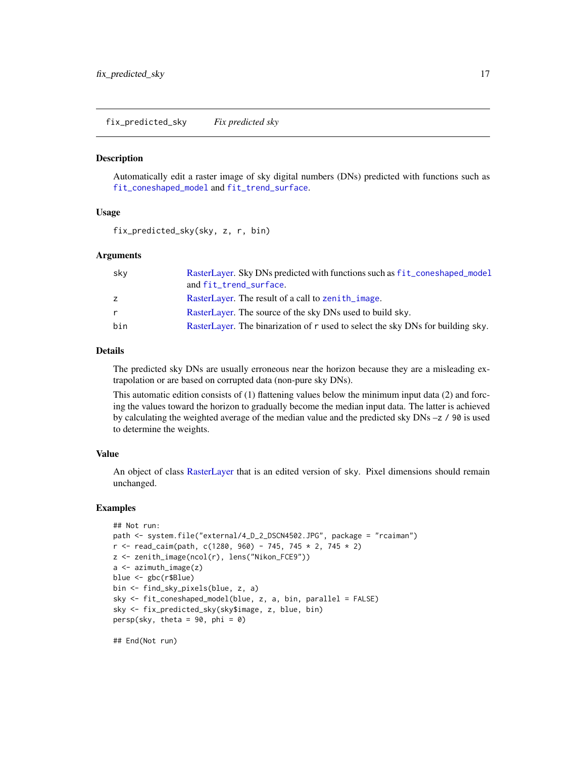fix_predicted_sky *Fix predicted sky*

## Description

Automatically edit a raster image of sky digital numbers (DNs) predicted with functions such as `fit_coneshaped_model` and `fit_trend_surface`.

## Usage

```
fix_predicted_sky(sky, z, r, bin)
```

## Arguments

| | |
|---|---|
| sky | RasterLayer. Sky DNs predicted with functions such as `fit_coneshaped_model` and `fit_trend_surface`. |
| z | RasterLayer. The result of a call to `zenith_image`. |
| r | RasterLayer. The source of the sky DNs used to build sky. |
| bin | RasterLayer. The binarization of r used to select the sky DNs for building sky. |

## Details

The predicted sky DNs are usually erroneous near the horizon because they are a misleading extrapolation or are based on corrupted data (non-pure sky DNs).

This automatic edition consists of (1) flattening values below the minimum input data (2) and forcing the values toward the horizon to gradually become the median input data. The latter is achieved by calculating the weighted average of the median value and the predicted sky DNs –`z / 90` is used to determine the weights.

## Value

An object of class RasterLayer that is an edited version of sky. Pixel dimensions should remain unchanged.

## Examples

```
## Not run:
path <- system.file("external/4_D_2_DSCN4502.JPG", package = "rcaiman")
r <- read_caim(path, c(1280, 960) - 745, 745 * 2, 745 * 2)
z <- zenith_image(ncol(r), lens("Nikon_FCE9"))
a <- azimuth_image(z)
blue <- gbc(r$Blue)
bin <- find_sky_pixels(blue, z, a)
sky <- fit_coneshaped_model(blue, z, a, bin, parallel = FALSE)
sky <- fix_predicted_sky(sky$image, z, blue, bin)
persp(sky, theta = 90, phi = 0)

## End(Not run)
```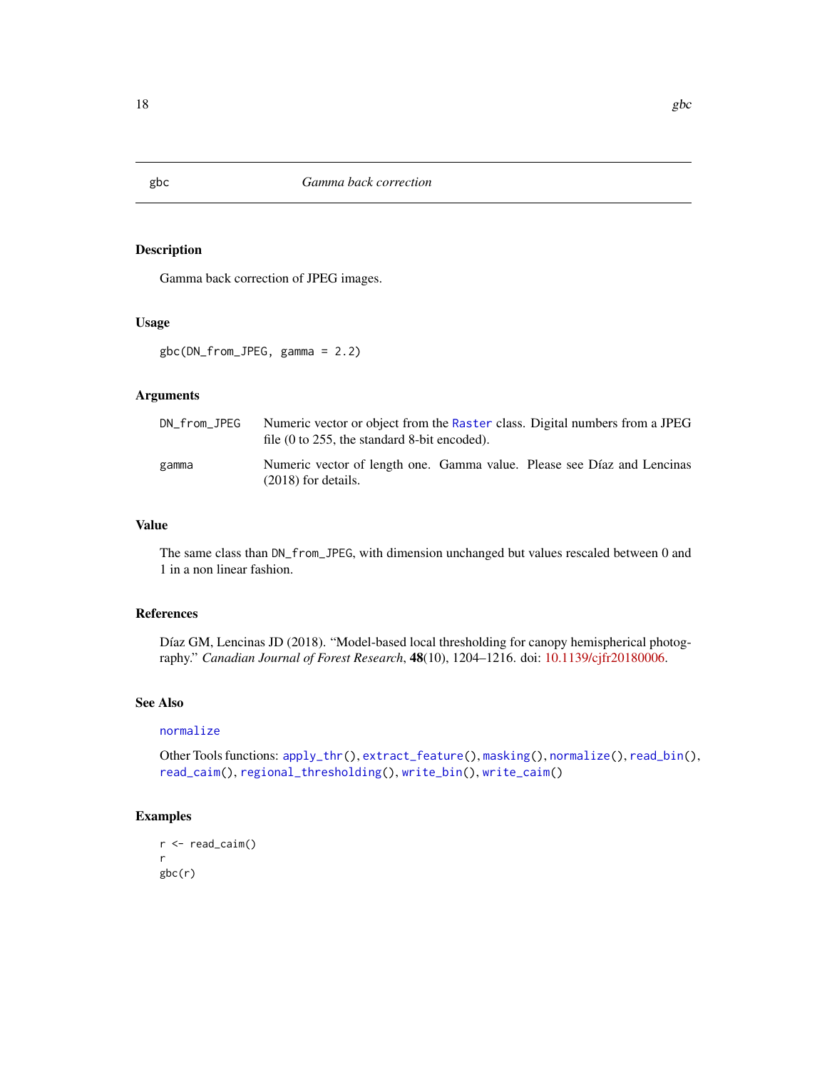## gbc    *Gamma back correction*

### Description

Gamma back correction of JPEG images.

### Usage

```
gbc(DN_from_JPEG, gamma = 2.2)
```

### Arguments

| | |
|---|---|
| DN_from_JPEG | Numeric vector or object from the Raster class. Digital numbers from a JPEG file (0 to 255, the standard 8-bit encoded). |
| gamma | Numeric vector of length one. Gamma value. Please see Díaz and Lencinas (2018) for details. |

### Value

The same class than DN_from_JPEG, with dimension unchanged but values rescaled between 0 and 1 in a non linear fashion.

### References

Díaz GM, Lencinas JD (2018). "Model-based local thresholding for canopy hemispherical photography." *Canadian Journal of Forest Research*, **48**(10), 1204–1216. doi: 10.1139/cjfr20180006.

### See Also

normalize

Other Tools functions: apply_thr(), extract_feature(), masking(), normalize(), read_bin(), read_caim(), regional_thresholding(), write_bin(), write_caim()

### Examples

```
r <- read_caim()
r
gbc(r)
```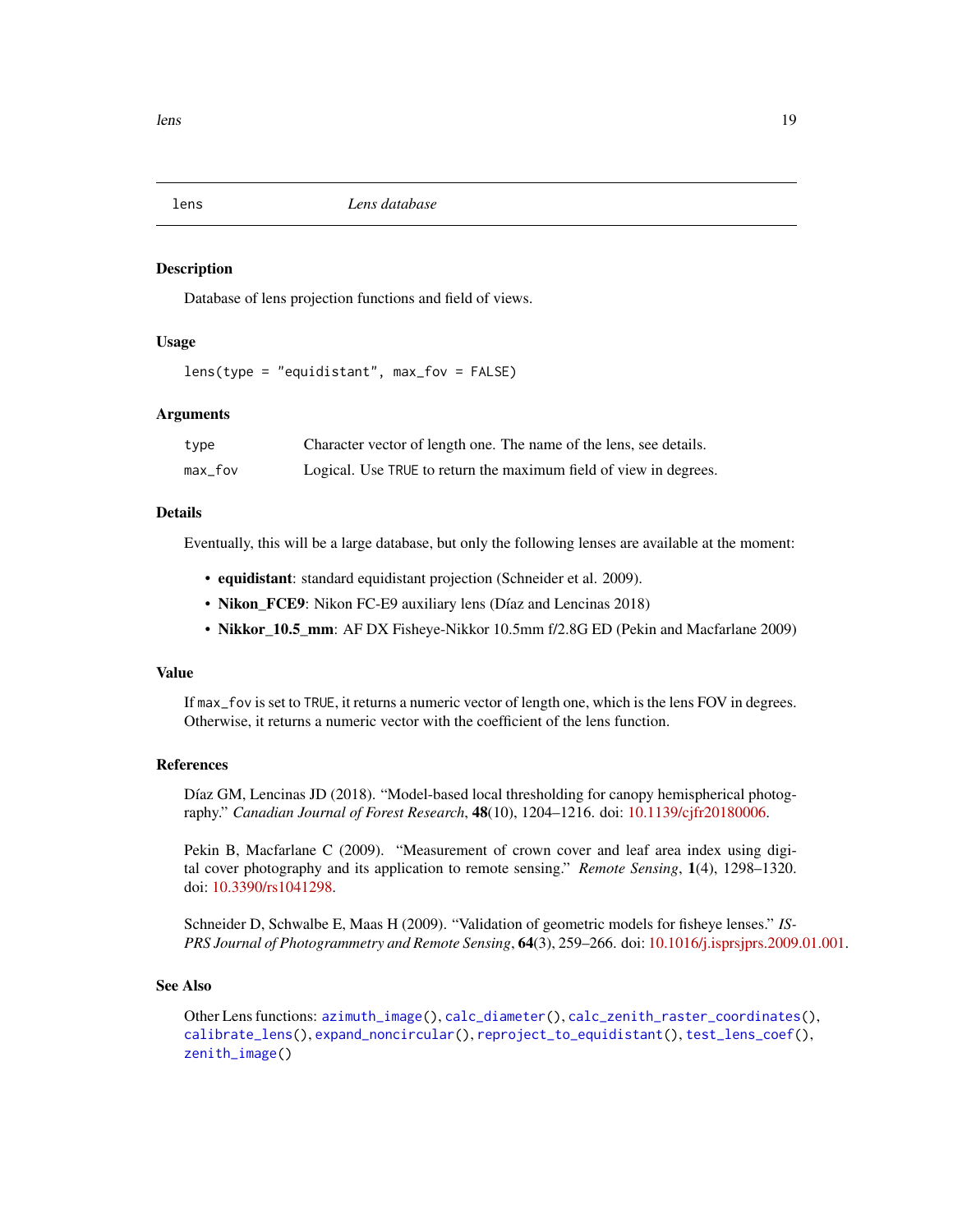## lens — *Lens database*

### Description

Database of lens projection functions and field of views.

### Usage

```
lens(type = "equidistant", max_fov = FALSE)
```

### Arguments

| | |
|---|---|
| `type` | Character vector of length one. The name of the lens, see details. |
| `max_fov` | Logical. Use `TRUE` to return the maximum field of view in degrees. |

### Details

Eventually, this will be a large database, but only the following lenses are available at the moment:

- **equidistant**: standard equidistant projection (Schneider et al. 2009).
- **Nikon_FCE9**: Nikon FC-E9 auxiliary lens (Díaz and Lencinas 2018)
- **Nikkor_10.5_mm**: AF DX Fisheye-Nikkor 10.5mm f/2.8G ED (Pekin and Macfarlane 2009)

### Value

If `max_fov` is set to `TRUE`, it returns a numeric vector of length one, which is the lens FOV in degrees. Otherwise, it returns a numeric vector with the coefficient of the lens function.

### References

Díaz GM, Lencinas JD (2018). "Model-based local thresholding for canopy hemispherical photography." *Canadian Journal of Forest Research*, **48**(10), 1204–1216. doi: 10.1139/cjfr20180006.

Pekin B, Macfarlane C (2009). "Measurement of crown cover and leaf area index using digital cover photography and its application to remote sensing." *Remote Sensing*, **1**(4), 1298–1320. doi: 10.3390/rs1041298.

Schneider D, Schwalbe E, Maas H (2009). "Validation of geometric models for fisheye lenses." *ISPRS Journal of Photogrammetry and Remote Sensing*, **64**(3), 259–266. doi: 10.1016/j.isprsjprs.2009.01.001.

### See Also

Other Lens functions: `azimuth_image()`, `calc_diameter()`, `calc_zenith_raster_coordinates()`, `calibrate_lens()`, `expand_noncircular()`, `reproject_to_equidistant()`, `test_lens_coef()`, `zenith_image()`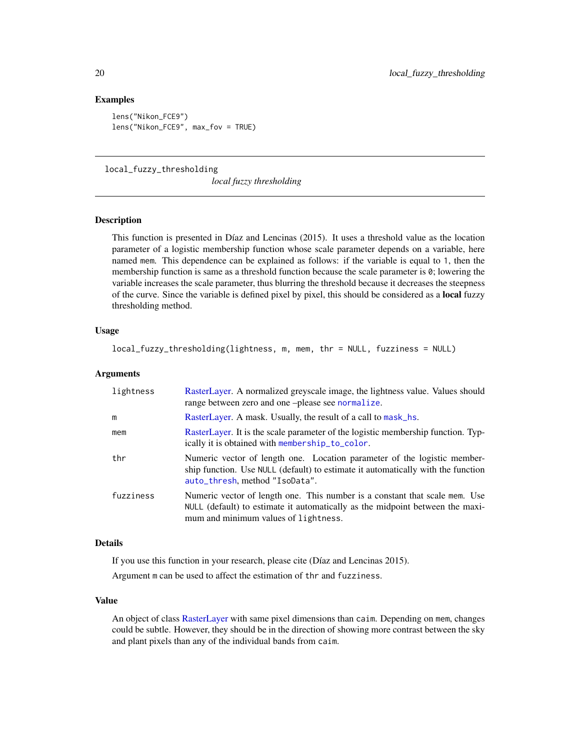## Examples

```
lens("Nikon_FCE9")
lens("Nikon_FCE9", max_fov = TRUE)
```

---

# local_fuzzy_thresholding

*local fuzzy thresholding*

---

### Description

This function is presented in Díaz and Lencinas (2015). It uses a threshold value as the location parameter of a logistic membership function whose scale parameter depends on a variable, here named `mem`. This dependence can be explained as follows: if the variable is equal to `1`, then the membership function is same as a threshold function because the scale parameter is `0`; lowering the variable increases the scale parameter, thus blurring the threshold because it decreases the steepness of the curve. Since the variable is defined pixel by pixel, this should be considered as a **local** fuzzy thresholding method.

### Usage

```
local_fuzzy_thresholding(lightness, m, mem, thr = NULL, fuzziness = NULL)
```

### Arguments

| | |
|---|---|
| `lightness` | RasterLayer. A normalized greyscale image, the lightness value. Values should range between zero and one –please see `normalize`. |
| `m` | RasterLayer. A mask. Usually, the result of a call to `mask_hs`. |
| `mem` | RasterLayer. It is the scale parameter of the logistic membership function. Typically it is obtained with `membership_to_color`. |
| `thr` | Numeric vector of length one. Location parameter of the logistic membership function. Use `NULL` (default) to estimate it automatically with the function `auto_thresh`, method `"IsoData"`. |
| `fuzziness` | Numeric vector of length one. This number is a constant that scale `mem`. Use `NULL` (default) to estimate it automatically as the midpoint between the maximum and minimum values of `lightness`. |

### Details

If you use this function in your research, please cite (Díaz and Lencinas 2015).

Argument `m` can be used to affect the estimation of `thr` and `fuzziness`.

### Value

An object of class RasterLayer with same pixel dimensions than `caim`. Depending on `mem`, changes could be subtle. However, they should be in the direction of showing more contrast between the sky and plant pixels than any of the individual bands from `caim`.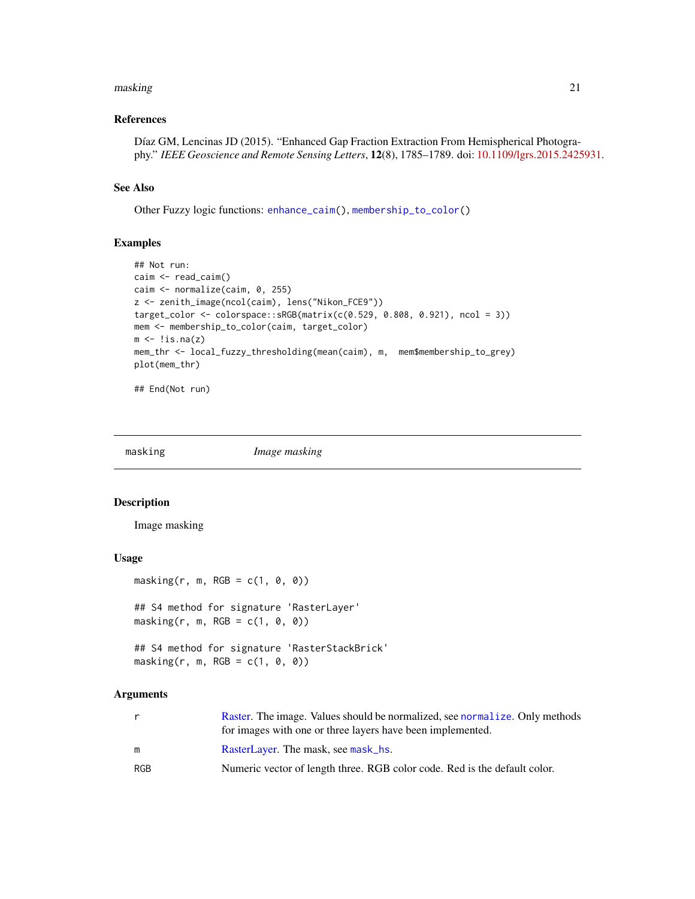### References

Díaz GM, Lencinas JD (2015). "Enhanced Gap Fraction Extraction From Hemispherical Photography." *IEEE Geoscience and Remote Sensing Letters*, **12**(8), 1785–1789. doi: 10.1109/lgrs.2015.2425931.

### See Also

Other Fuzzy logic functions: `enhance_caim()`, `membership_to_color()`

### Examples

```
## Not run:
caim <- read_caim()
caim <- normalize(caim, 0, 255)
z <- zenith_image(ncol(caim), lens("Nikon_FCE9"))
target_color <- colorspace::sRGB(matrix(c(0.529, 0.808, 0.921), ncol = 3))
mem <- membership_to_color(caim, target_color)
m <- !is.na(z)
mem_thr <- local_fuzzy_thresholding(mean(caim), m,  mem$membership_to_grey)
plot(mem_thr)

## End(Not run)
```

---

## masking — *Image masking*

---

### Description

Image masking

### Usage

```
masking(r, m, RGB = c(1, 0, 0))

## S4 method for signature 'RasterLayer'
masking(r, m, RGB = c(1, 0, 0))

## S4 method for signature 'RasterStackBrick'
masking(r, m, RGB = c(1, 0, 0))
```

### Arguments

| | |
|---|---|
| r | Raster. The image. Values should be normalized, see `normalize`. Only methods for images with one or three layers have been implemented. |
| m | RasterLayer. The mask, see `mask_hs`. |
| RGB | Numeric vector of length three. RGB color code. Red is the default color. |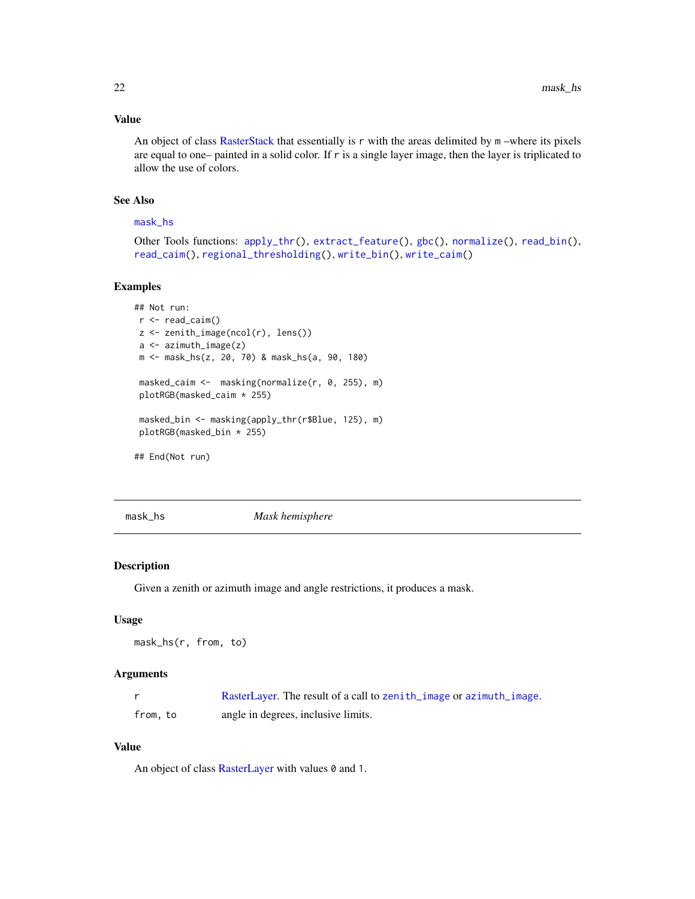### Value

An object of class RasterStack that essentially is `r` with the areas delimited by `m` –where its pixels are equal to one– painted in a solid color. If `r` is a single layer image, then the layer is triplicated to allow the use of colors.

### See Also

`mask_hs`

Other Tools functions: `apply_thr()`, `extract_feature()`, `gbc()`, `normalize()`, `read_bin()`, `read_caim()`, `regional_thresholding()`, `write_bin()`, `write_caim()`

### Examples

```
## Not run:
 r <- read_caim()
 z <- zenith_image(ncol(r), lens())
 a <- azimuth_image(z)
 m <- mask_hs(z, 20, 70) & mask_hs(a, 90, 180)

 masked_caim <-  masking(normalize(r, 0, 255), m)
 plotRGB(masked_caim * 255)

 masked_bin <- masking(apply_thr(r$Blue, 125), m)
 plotRGB(masked_bin * 255)

## End(Not run)
```

---

## mask_hs — *Mask hemisphere*

### Description

Given a zenith or azimuth image and angle restrictions, it produces a mask.

### Usage

```
mask_hs(r, from, to)
```

### Arguments

| | |
|---|---|
| `r` | RasterLayer. The result of a call to `zenith_image` or `azimuth_image`. |
| `from, to` | angle in degrees, inclusive limits. |

### Value

An object of class RasterLayer with values `0` and `1`.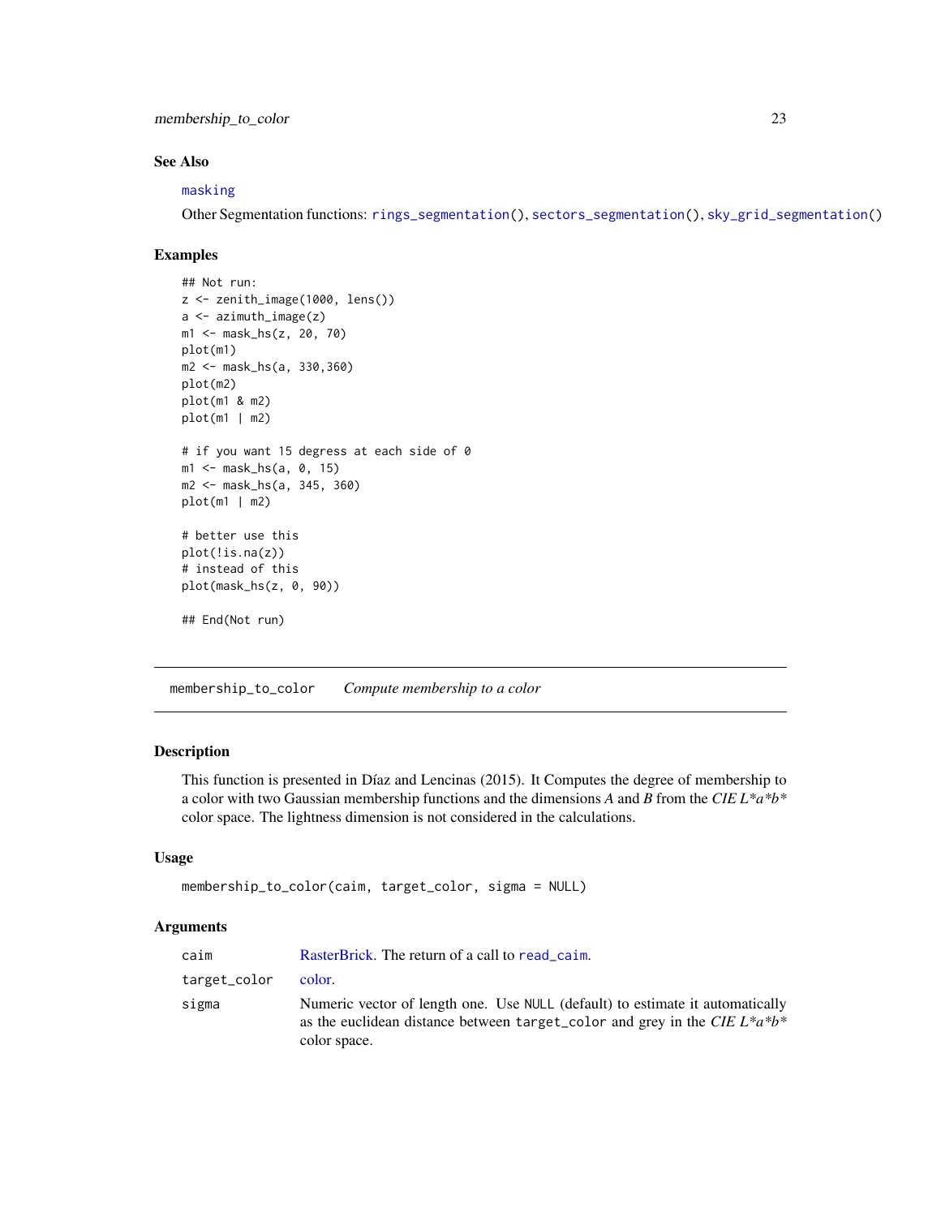## See Also

masking

Other Segmentation functions: rings_segmentation(), sectors_segmentation(), sky_grid_segmentation()

## Examples

```
## Not run:
z <- zenith_image(1000, lens())
a <- azimuth_image(z)
m1 <- mask_hs(z, 20, 70)
plot(m1)
m2 <- mask_hs(a, 330,360)
plot(m2)
plot(m1 & m2)
plot(m1 | m2)

# if you want 15 degress at each side of 0
m1 <- mask_hs(a, 0, 15)
m2 <- mask_hs(a, 345, 360)
plot(m1 | m2)

# better use this
plot(!is.na(z))
# instead of this
plot(mask_hs(z, 0, 90))

## End(Not run)
```

---

# membership_to_color    *Compute membership to a color*

## Description

This function is presented in Díaz and Lencinas (2015). It Computes the degree of membership to a color with two Gaussian membership functions and the dimensions *A* and *B* from the *CIE L*a*b** color space. The lightness dimension is not considered in the calculations.

## Usage

```
membership_to_color(caim, target_color, sigma = NULL)
```

## Arguments

| | |
|---|---|
| caim | RasterBrick. The return of a call to read_caim. |
| target_color | color. |
| sigma | Numeric vector of length one. Use NULL (default) to estimate it automatically as the euclidean distance between target_color and grey in the *CIE L*a*b** color space. |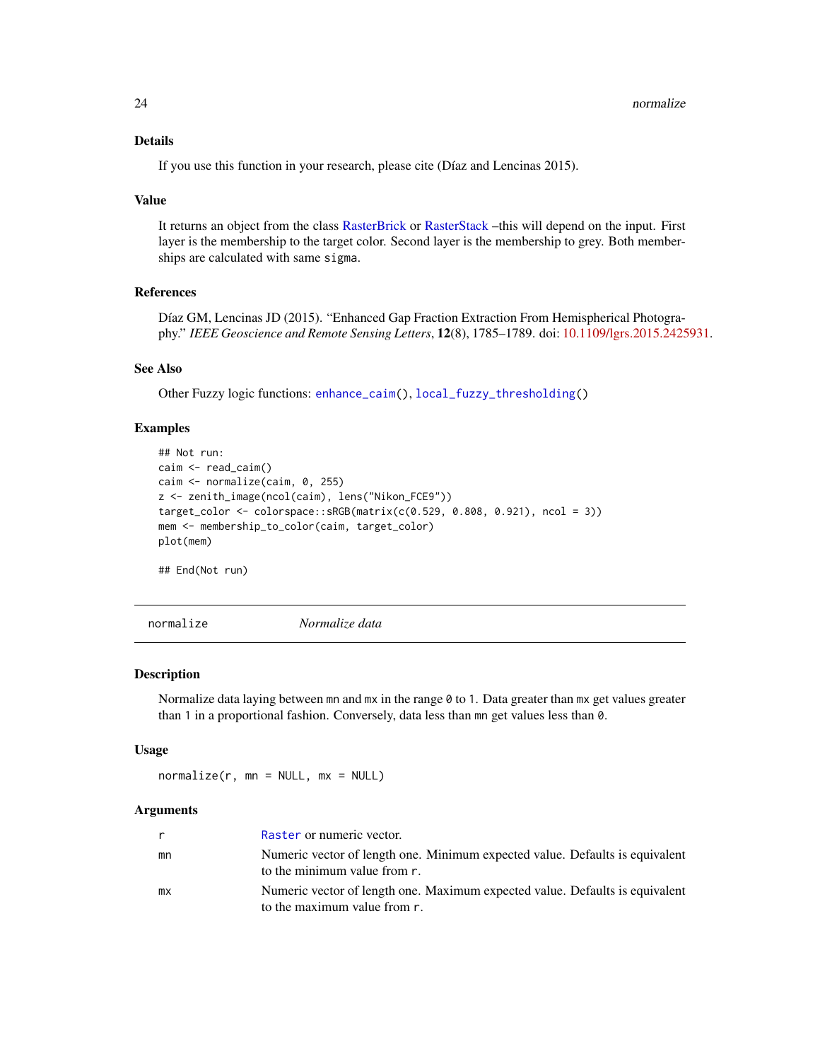### Details

If you use this function in your research, please cite (Díaz and Lencinas 2015).

### Value

It returns an object from the class RasterBrick or RasterStack –this will depend on the input. First layer is the membership to the target color. Second layer is the membership to grey. Both memberships are calculated with same `sigma`.

### References

Díaz GM, Lencinas JD (2015). "Enhanced Gap Fraction Extraction From Hemispherical Photography." *IEEE Geoscience and Remote Sensing Letters*, **12**(8), 1785–1789. doi: 10.1109/lgrs.2015.2425931.

### See Also

Other Fuzzy logic functions: `enhance_caim()`, `local_fuzzy_thresholding()`

### Examples

```
## Not run:
caim <- read_caim()
caim <- normalize(caim, 0, 255)
z <- zenith_image(ncol(caim), lens("Nikon_FCE9"))
target_color <- colorspace::sRGB(matrix(c(0.529, 0.808, 0.921), ncol = 3))
mem <- membership_to_color(caim, target_color)
plot(mem)

## End(Not run)
```

---

## normalize — *Normalize data*

### Description

Normalize data laying between `mn` and `mx` in the range `0` to `1`. Data greater than `mx` get values greater than `1` in a proportional fashion. Conversely, data less than `mn` get values less than `0`.

### Usage

```
normalize(r, mn = NULL, mx = NULL)
```

### Arguments

| | |
|---|---|
| `r` | `Raster` or numeric vector. |
| `mn` | Numeric vector of length one. Minimum expected value. Defaults is equivalent to the minimum value from `r`. |
| `mx` | Numeric vector of length one. Maximum expected value. Defaults is equivalent to the maximum value from `r`. |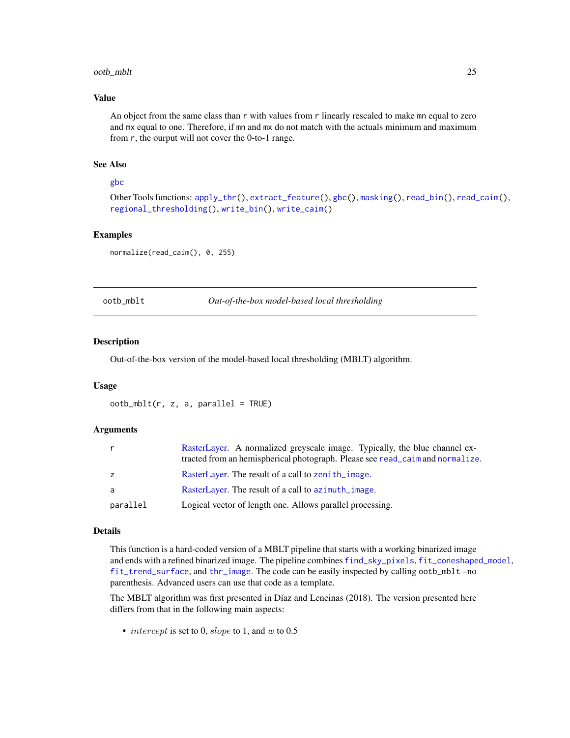### Value

An object from the same class than `r` with values from `r` linearly rescaled to make `mn` equal to zero and `mx` equal to one. Therefore, if `mn` and `mx` do not match with the actuals minimum and maximum from `r`, the ourput will not cover the 0-to-1 range.

### See Also

`gbc`

Other Tools functions: `apply_thr()`, `extract_feature()`, `gbc()`, `masking()`, `read_bin()`, `read_caim()`, `regional_thresholding()`, `write_bin()`, `write_caim()`

### Examples

```
normalize(read_caim(), 0, 255)
```

---

## ootb_mblt — *Out-of-the-box model-based local thresholding*

---

### Description

Out-of-the-box version of the model-based local thresholding (MBLT) algorithm.

### Usage

```
ootb_mblt(r, z, a, parallel = TRUE)
```

### Arguments

| | |
|---|---|
| `r` | RasterLayer. A normalized greyscale image. Typically, the blue channel extracted from an hemispherical photograph. Please see `read_caim` and `normalize`. |
| `z` | RasterLayer. The result of a call to `zenith_image`. |
| `a` | RasterLayer. The result of a call to `azimuth_image`. |
| `parallel` | Logical vector of length one. Allows parallel processing. |

### Details

This function is a hard-coded version of a MBLT pipeline that starts with a working binarized image and ends with a refined binarized image. The pipeline combines `find_sky_pixels`, `fit_coneshaped_model`, `fit_trend_surface`, and `thr_image`. The code can be easily inspected by calling `ootb_mblt` –no parenthesis. Advanced users can use that code as a template.

The MBLT algorithm was first presented in Díaz and Lencinas (2018). The version presented here differs from that in the following main aspects:

- $intercept$ is set to 0, $slope$ to 1, and $w$ to 0.5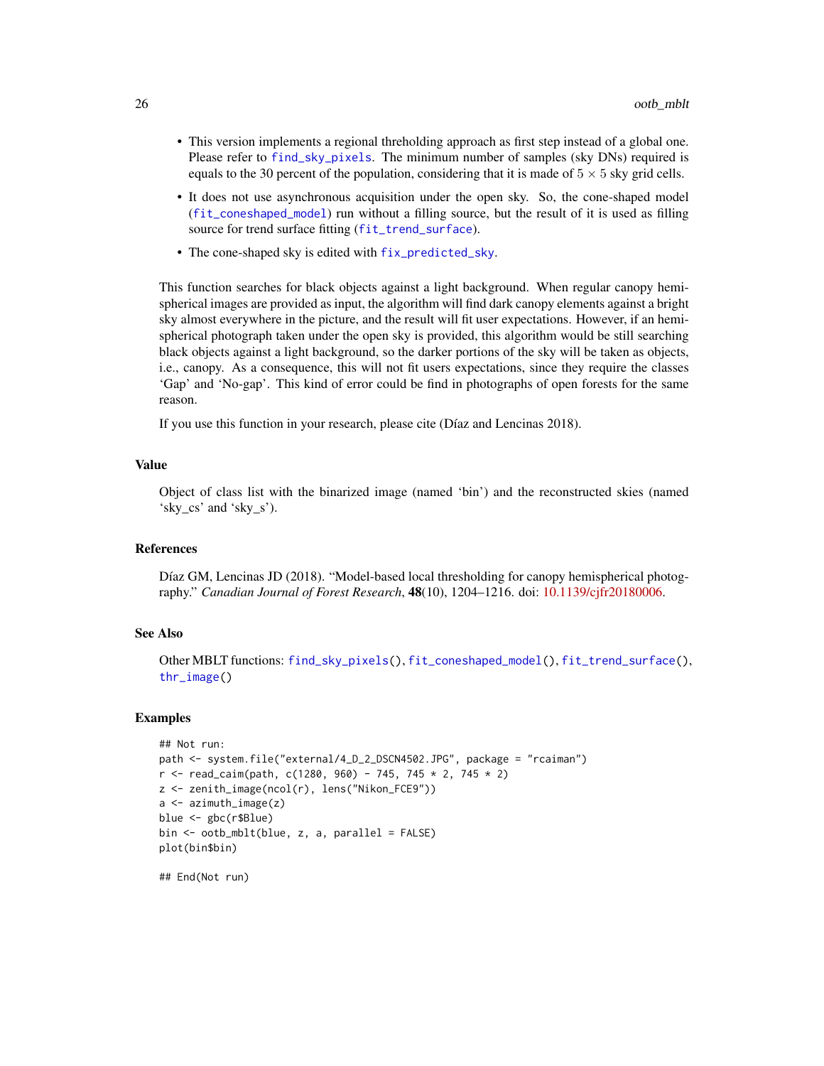- This version implements a regional threholding approach as first step instead of a global one. Please refer to `find_sky_pixels`. The minimum number of samples (sky DNs) required is equals to the 30 percent of the population, considering that it is made of $5 \times 5$ sky grid cells.
- It does not use asynchronous acquisition under the open sky. So, the cone-shaped model (`fit_coneshaped_model`) run without a filling source, but the result of it is used as filling source for trend surface fitting (`fit_trend_surface`).
- The cone-shaped sky is edited with `fix_predicted_sky`.

This function searches for black objects against a light background. When regular canopy hemispherical images are provided as input, the algorithm will find dark canopy elements against a bright sky almost everywhere in the picture, and the result will fit user expectations. However, if an hemispherical photograph taken under the open sky is provided, this algorithm would be still searching black objects against a light background, so the darker portions of the sky will be taken as objects, i.e., canopy. As a consequence, this will not fit users expectations, since they require the classes 'Gap' and 'No-gap'. This kind of error could be find in photographs of open forests for the same reason.

If you use this function in your research, please cite (Díaz and Lencinas 2018).

### Value

Object of class list with the binarized image (named 'bin') and the reconstructed skies (named 'sky_cs' and 'sky_s').

### References

Díaz GM, Lencinas JD (2018). "Model-based local thresholding for canopy hemispherical photography." *Canadian Journal of Forest Research*, **48**(10), 1204–1216. doi: 10.1139/cjfr20180006.

### See Also

Other MBLT functions: `find_sky_pixels()`, `fit_coneshaped_model()`, `fit_trend_surface()`, `thr_image()`

### Examples

```
## Not run:
path <- system.file("external/4_D_2_DSCN4502.JPG", package = "rcaiman")
r <- read_caim(path, c(1280, 960) - 745, 745 * 2, 745 * 2)
z <- zenith_image(ncol(r), lens("Nikon_FCE9"))
a <- azimuth_image(z)
blue <- gbc(r$Blue)
bin <- ootb_mblt(blue, z, a, parallel = FALSE)
plot(bin$bin)

## End(Not run)
```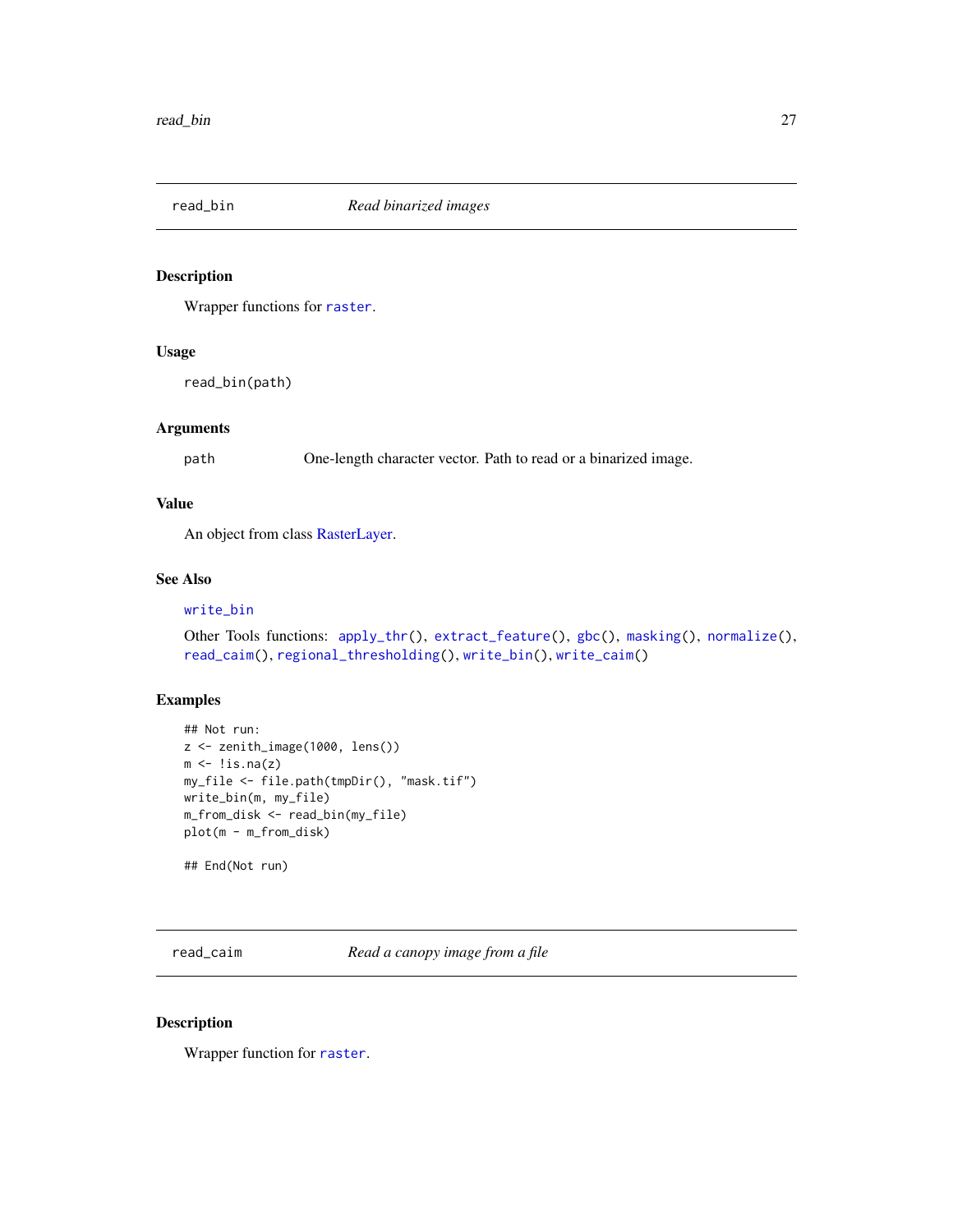## read_bin — *Read binarized images*

### Description

Wrapper functions for `raster`.

### Usage

```
read_bin(path)
```

### Arguments

| | |
|---|---|
| path | One-length character vector. Path to read or a binarized image. |

### Value

An object from class RasterLayer.

### See Also

`write_bin`

Other Tools functions: `apply_thr()`, `extract_feature()`, `gbc()`, `masking()`, `normalize()`, `read_caim()`, `regional_thresholding()`, `write_bin()`, `write_caim()`

### Examples

```
## Not run:
z <- zenith_image(1000, lens())
m <- !is.na(z)
my_file <- file.path(tmpDir(), "mask.tif")
write_bin(m, my_file)
m_from_disk <- read_bin(my_file)
plot(m - m_from_disk)

## End(Not run)
```

## read_caim — *Read a canopy image from a file*

### Description

Wrapper function for `raster`.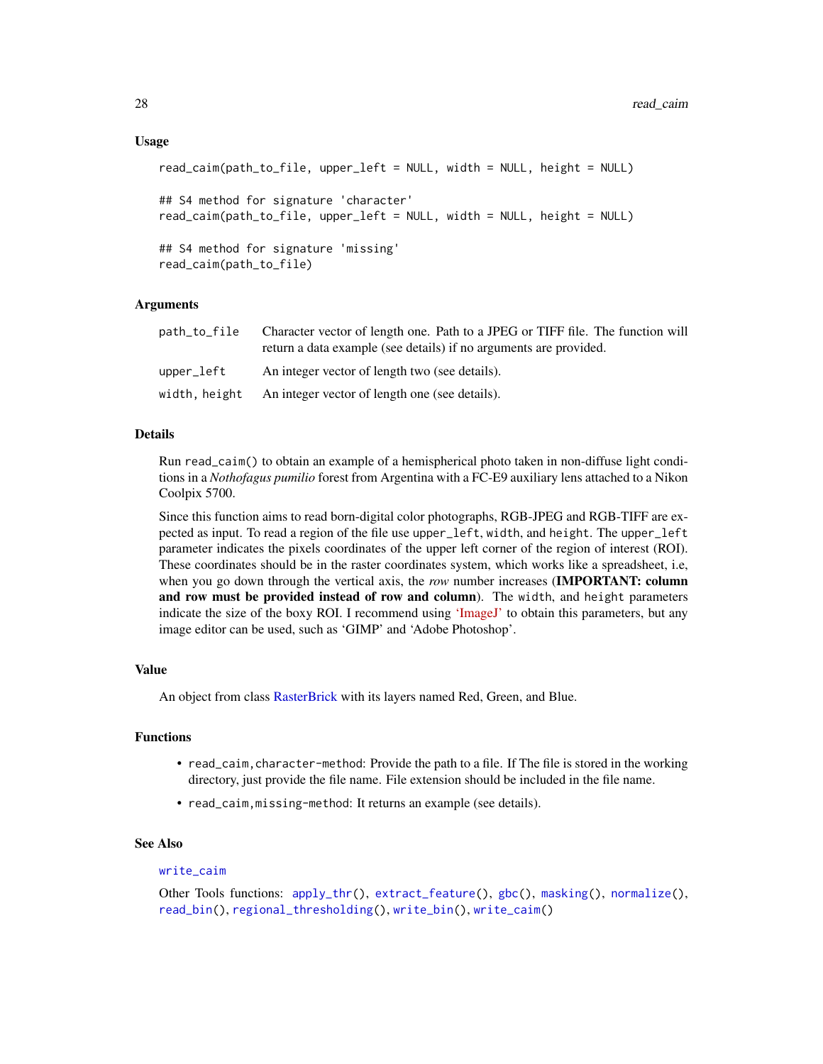### Usage

```
read_caim(path_to_file, upper_left = NULL, width = NULL, height = NULL)

## S4 method for signature 'character'
read_caim(path_to_file, upper_left = NULL, width = NULL, height = NULL)

## S4 method for signature 'missing'
read_caim(path_to_file)
```

### Arguments

| | |
|---|---|
| `path_to_file` | Character vector of length one. Path to a JPEG or TIFF file. The function will return a data example (see details) if no arguments are provided. |
| `upper_left` | An integer vector of length two (see details). |
| `width, height` | An integer vector of length one (see details). |

### Details

Run `read_caim()` to obtain an example of a hemispherical photo taken in non-diffuse light conditions in a *Nothofagus pumilio* forest from Argentina with a FC-E9 auxiliary lens attached to a Nikon Coolpix 5700.

Since this function aims to read born-digital color photographs, RGB-JPEG and RGB-TIFF are expected as input. To read a region of the file use `upper_left`, `width`, and `height`. The `upper_left` parameter indicates the pixels coordinates of the upper left corner of the region of interest (ROI). These coordinates should be in the raster coordinates system, which works like a spreadsheet, i.e, when you go down through the vertical axis, the *row* number increases (**IMPORTANT: column and row must be provided instead of row and column**). The `width`, and `height` parameters indicate the size of the boxy ROI. I recommend using 'ImageJ' to obtain this parameters, but any image editor can be used, such as 'GIMP' and 'Adobe Photoshop'.

### Value

An object from class RasterBrick with its layers named Red, Green, and Blue.

### Functions

- `read_caim,character-method`: Provide the path to a file. If The file is stored in the working directory, just provide the file name. File extension should be included in the file name.
- `read_caim,missing-method`: It returns an example (see details).

### See Also

`write_caim`

Other Tools functions: `apply_thr()`, `extract_feature()`, `gbc()`, `masking()`, `normalize()`, `read_bin()`, `regional_thresholding()`, `write_bin()`, `write_caim()`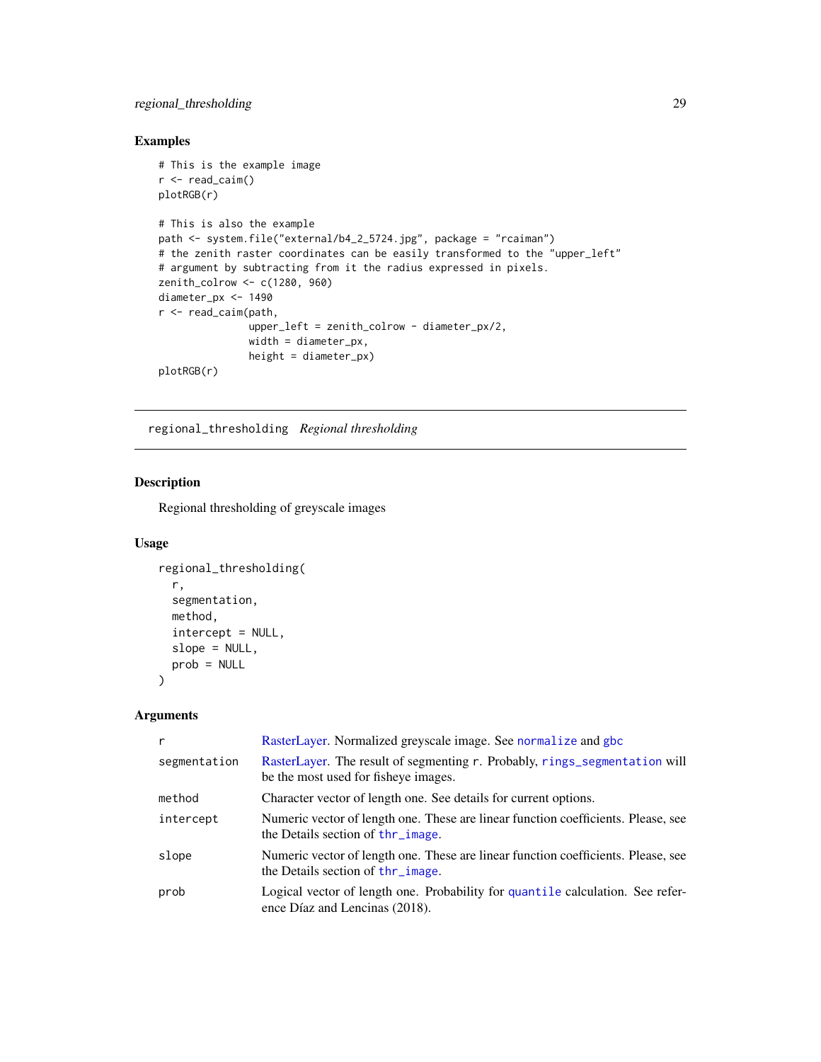## Examples

```
# This is the example image
r <- read_caim()
plotRGB(r)

# This is also the example
path <- system.file("external/b4_2_5724.jpg", package = "rcaiman")
# the zenith raster coordinates can be easily transformed to the "upper_left"
# argument by subtracting from it the radius expressed in pixels.
zenith_colrow <- c(1280, 960)
diameter_px <- 1490
r <- read_caim(path,
               upper_left = zenith_colrow - diameter_px/2,
               width = diameter_px,
               height = diameter_px)
plotRGB(r)
```

---

# regional_thresholding *Regional thresholding*

## Description

Regional thresholding of greyscale images

## Usage

```
regional_thresholding(
  r,
  segmentation,
  method,
  intercept = NULL,
  slope = NULL,
  prob = NULL
)
```

## Arguments

| | |
|---|---|
| `r` | RasterLayer. Normalized greyscale image. See `normalize` and `gbc` |
| `segmentation` | RasterLayer. The result of segmenting r. Probably, `rings_segmentation` will be the most used for fisheye images. |
| `method` | Character vector of length one. See details for current options. |
| `intercept` | Numeric vector of length one. These are linear function coefficients. Please, see the Details section of `thr_image`. |
| `slope` | Numeric vector of length one. These are linear function coefficients. Please, see the Details section of `thr_image`. |
| `prob` | Logical vector of length one. Probability for `quantile` calculation. See reference Díaz and Lencinas (2018). |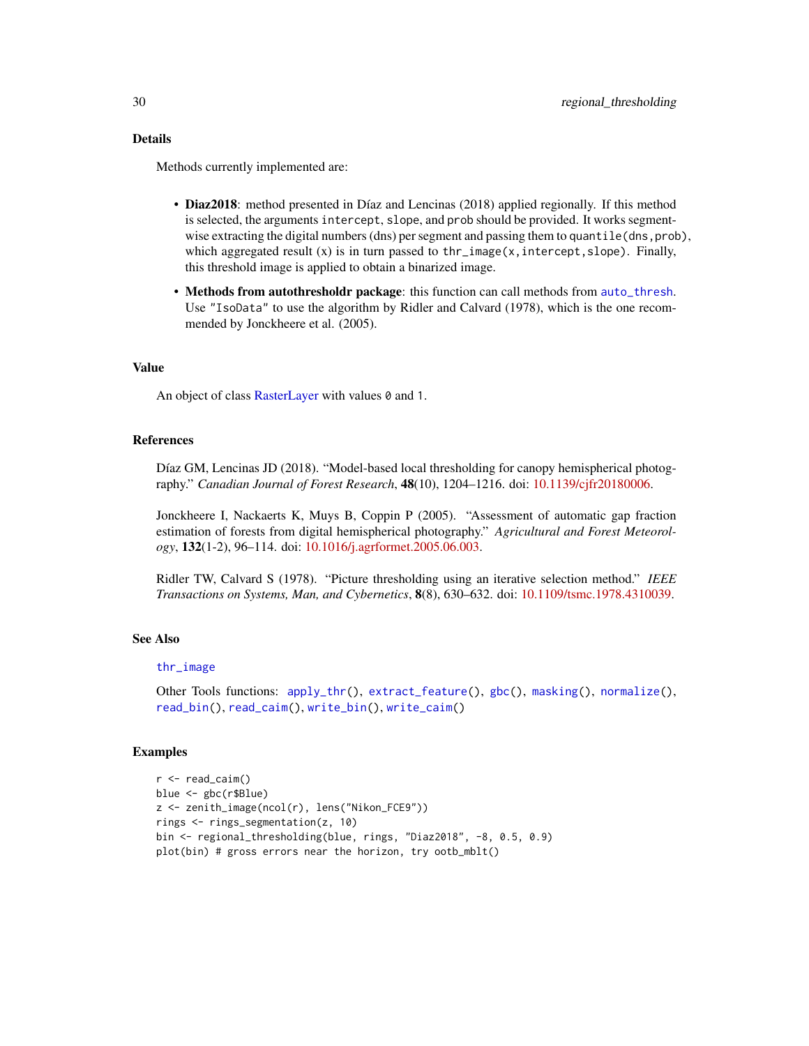## Details

Methods currently implemented are:

- **Diaz2018**: method presented in Díaz and Lencinas (2018) applied regionally. If this method is selected, the arguments `intercept`, `slope`, and `prob` should be provided. It works segment-wise extracting the digital numbers (dns) per segment and passing them to `quantile(dns,prob)`, which aggregated result (x) is in turn passed to `thr_image(x,intercept,slope)`. Finally, this threshold image is applied to obtain a binarized image.
- **Methods from autothresholdr package**: this function can call methods from `auto_thresh`. Use `"IsoData"` to use the algorithm by Ridler and Calvard (1978), which is the one recommended by Jonckheere et al. (2005).

## Value

An object of class RasterLayer with values `0` and `1`.

## References

Díaz GM, Lencinas JD (2018). "Model-based local thresholding for canopy hemispherical photography." *Canadian Journal of Forest Research*, **48**(10), 1204–1216. doi: 10.1139/cjfr20180006.

Jonckheere I, Nackaerts K, Muys B, Coppin P (2005). "Assessment of automatic gap fraction estimation of forests from digital hemispherical photography." *Agricultural and Forest Meteorology*, **132**(1-2), 96–114. doi: 10.1016/j.agrformet.2005.06.003.

Ridler TW, Calvard S (1978). "Picture thresholding using an iterative selection method." *IEEE Transactions on Systems, Man, and Cybernetics*, **8**(8), 630–632. doi: 10.1109/tsmc.1978.4310039.

## See Also

`thr_image`

Other Tools functions: `apply_thr()`, `extract_feature()`, `gbc()`, `masking()`, `normalize()`, `read_bin()`, `read_caim()`, `write_bin()`, `write_caim()`

## Examples

```
r <- read_caim()
blue <- gbc(r$Blue)
z <- zenith_image(ncol(r), lens("Nikon_FCE9"))
rings <- rings_segmentation(z, 10)
bin <- regional_thresholding(blue, rings, "Diaz2018", -8, 0.5, 0.9)
plot(bin) # gross errors near the horizon, try ootb_mblt()
```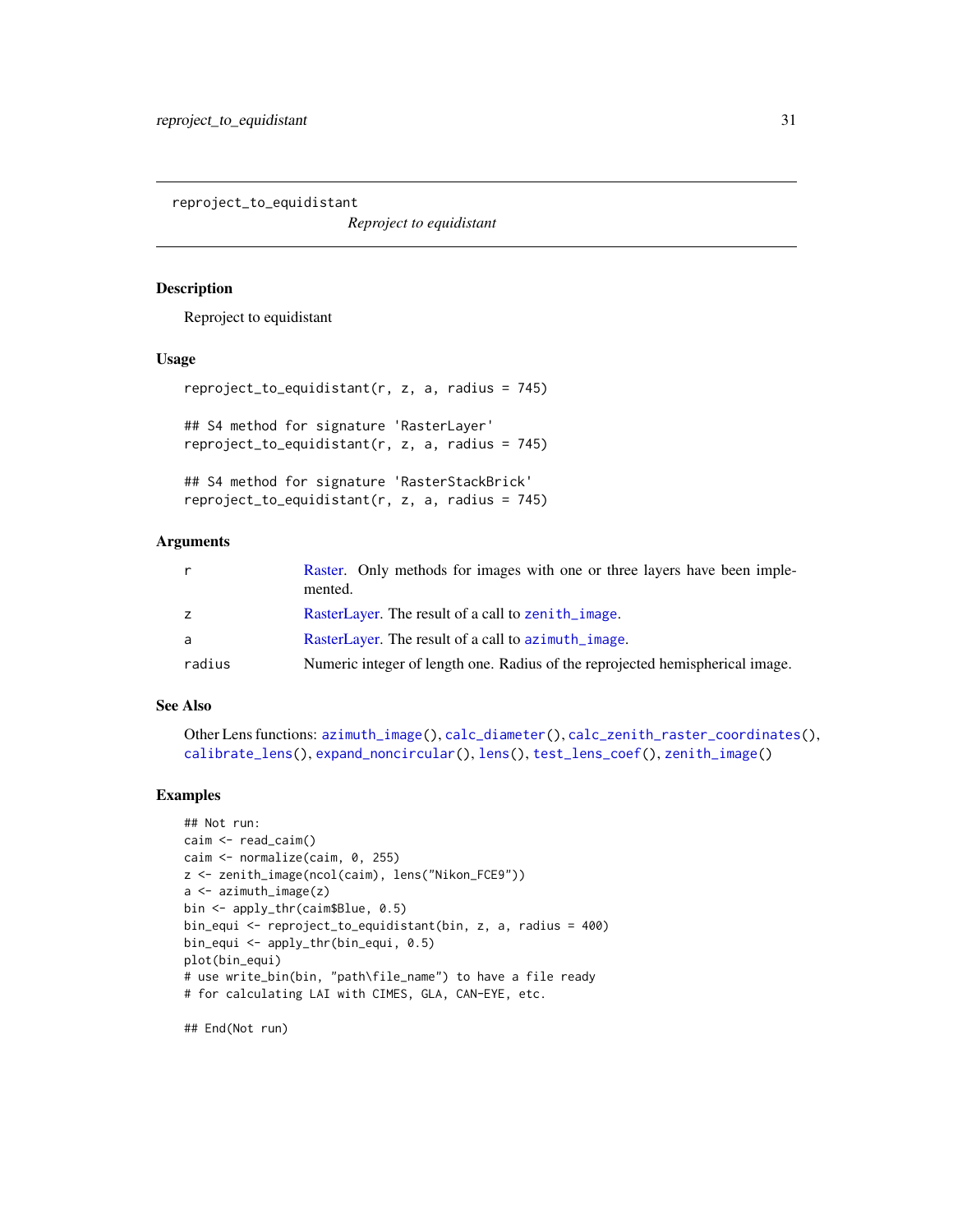## reproject_to_equidistant

*Reproject to equidistant*

### Description

Reproject to equidistant

### Usage

```
reproject_to_equidistant(r, z, a, radius = 745)

## S4 method for signature 'RasterLayer'
reproject_to_equidistant(r, z, a, radius = 745)

## S4 method for signature 'RasterStackBrick'
reproject_to_equidistant(r, z, a, radius = 745)
```

### Arguments

| | |
|---|---|
| r | Raster. Only methods for images with one or three layers have been implemented. |
| z | RasterLayer. The result of a call to `zenith_image`. |
| a | RasterLayer. The result of a call to `azimuth_image`. |
| radius | Numeric integer of length one. Radius of the reprojected hemispherical image. |

### See Also

Other Lens functions: `azimuth_image()`, `calc_diameter()`, `calc_zenith_raster_coordinates()`, `calibrate_lens()`, `expand_noncircular()`, `lens()`, `test_lens_coef()`, `zenith_image()`

### Examples

```
## Not run:
caim <- read_caim()
caim <- normalize(caim, 0, 255)
z <- zenith_image(ncol(caim), lens("Nikon_FCE9"))
a <- azimuth_image(z)
bin <- apply_thr(caim$Blue, 0.5)
bin_equi <- reproject_to_equidistant(bin, z, a, radius = 400)
bin_equi <- apply_thr(bin_equi, 0.5)
plot(bin_equi)
# use write_bin(bin, "path\file_name") to have a file ready
# for calculating LAI with CIMES, GLA, CAN-EYE, etc.

## End(Not run)
```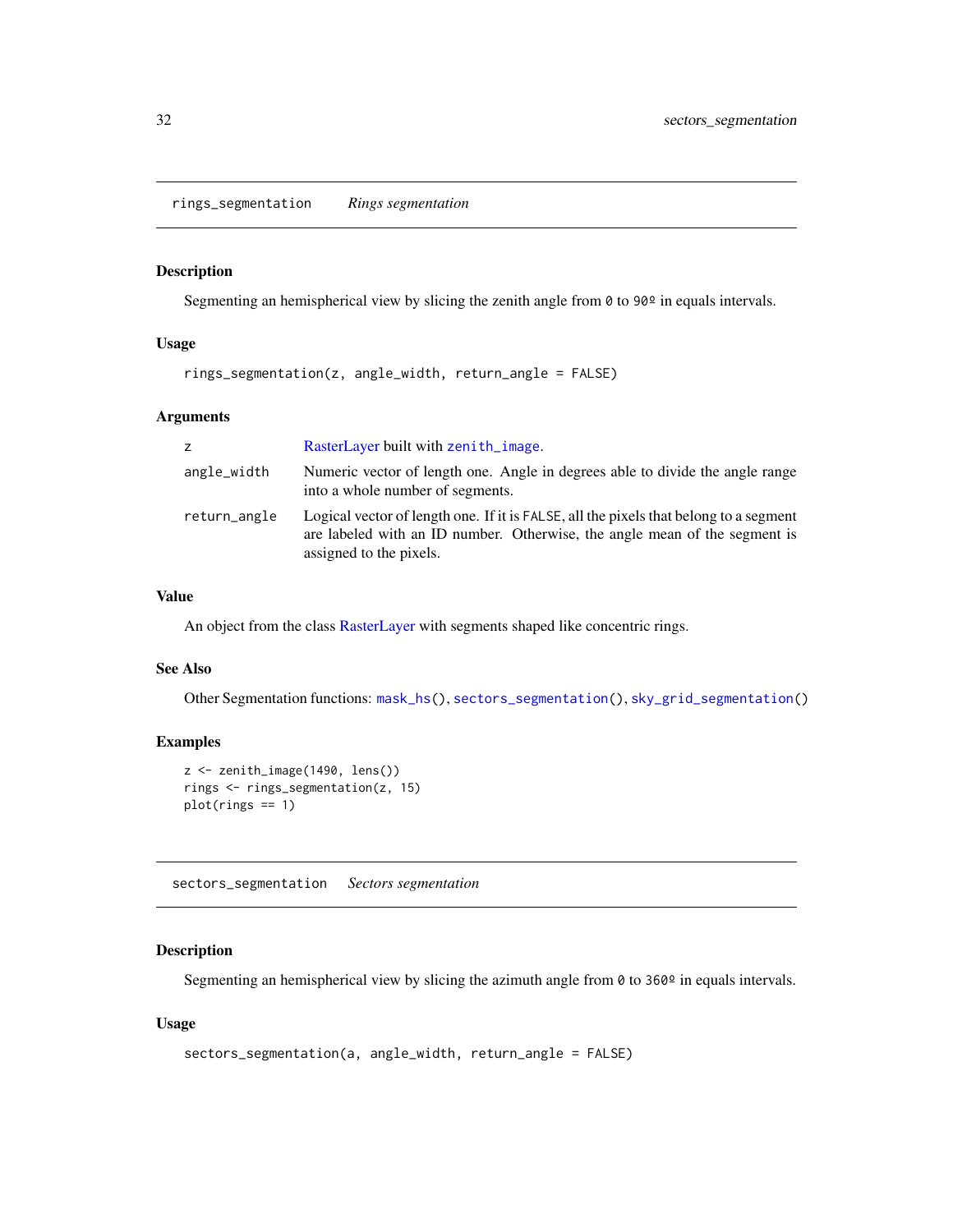## rings_segmentation *Rings segmentation*

### Description

Segmenting an hemispherical view by slicing the zenith angle from 0 to 90º in equals intervals.

### Usage

```
rings_segmentation(z, angle_width, return_angle = FALSE)
```

### Arguments

| | |
|---|---|
| z | RasterLayer built with `zenith_image`. |
| angle_width | Numeric vector of length one. Angle in degrees able to divide the angle range into a whole number of segments. |
| return_angle | Logical vector of length one. If it is FALSE, all the pixels that belong to a segment are labeled with an ID number. Otherwise, the angle mean of the segment is assigned to the pixels. |

### Value

An object from the class RasterLayer with segments shaped like concentric rings.

### See Also

Other Segmentation functions: `mask_hs()`, `sectors_segmentation()`, `sky_grid_segmentation()`

### Examples

```
z <- zenith_image(1490, lens())
rings <- rings_segmentation(z, 15)
plot(rings == 1)
```

## sectors_segmentation *Sectors segmentation*

### Description

Segmenting an hemispherical view by slicing the azimuth angle from 0 to 360º in equals intervals.

### Usage

```
sectors_segmentation(a, angle_width, return_angle = FALSE)
```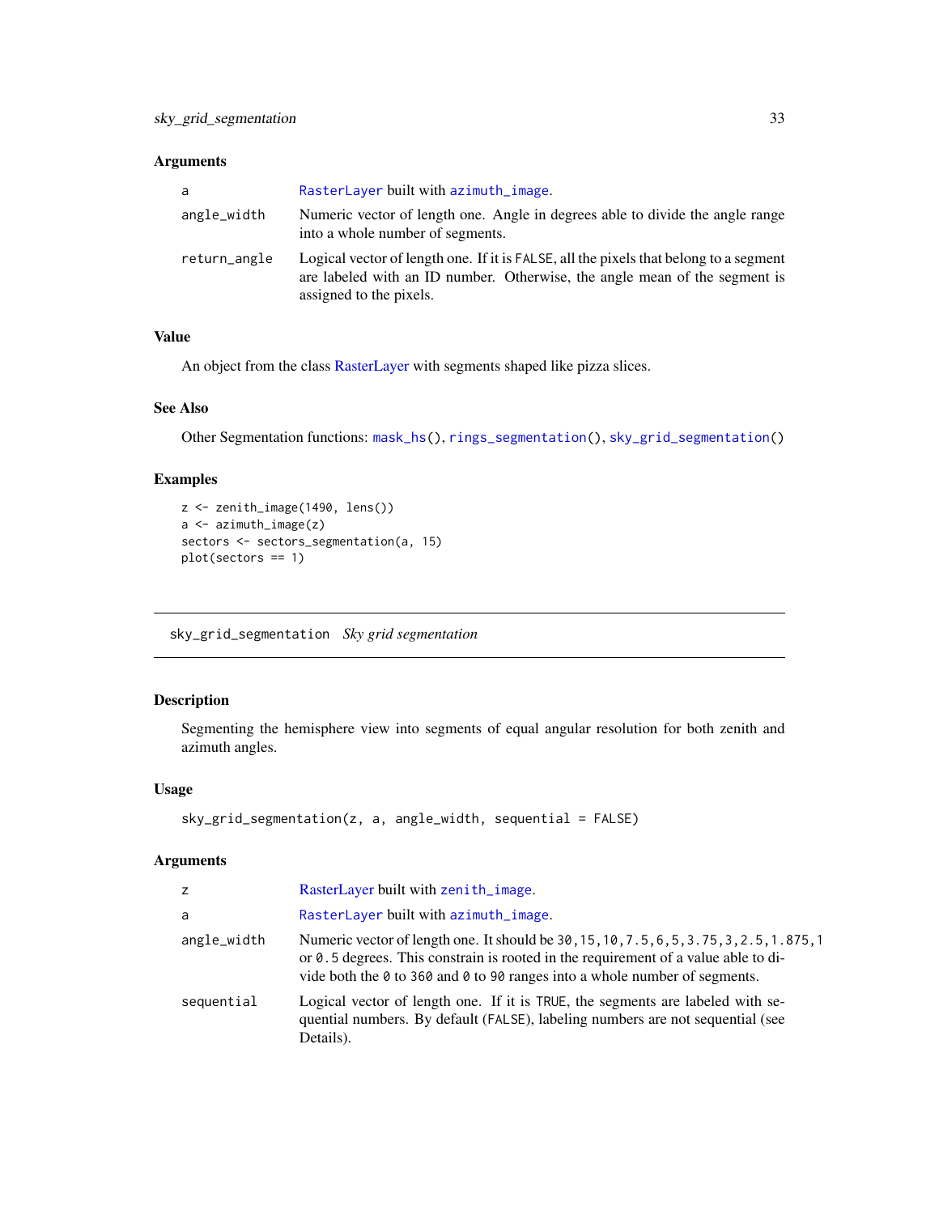### Arguments

| | |
|---|---|
| a | RasterLayer built with azimuth_image. |
| angle_width | Numeric vector of length one. Angle in degrees able to divide the angle range into a whole number of segments. |
| return_angle | Logical vector of length one. If it is FALSE, all the pixels that belong to a segment are labeled with an ID number. Otherwise, the angle mean of the segment is assigned to the pixels. |

### Value

An object from the class RasterLayer with segments shaped like pizza slices.

### See Also

Other Segmentation functions: mask_hs(), rings_segmentation(), sky_grid_segmentation()

### Examples

```
z <- zenith_image(1490, lens())
a <- azimuth_image(z)
sectors <- sectors_segmentation(a, 15)
plot(sectors == 1)
```

---

## sky_grid_segmentation *Sky grid segmentation*

### Description

Segmenting the hemisphere view into segments of equal angular resolution for both zenith and azimuth angles.

### Usage

```
sky_grid_segmentation(z, a, angle_width, sequential = FALSE)
```

### Arguments

| | |
|---|---|
| z | RasterLayer built with zenith_image. |
| a | RasterLayer built with azimuth_image. |
| angle_width | Numeric vector of length one. It should be 30,15,10,7.5,6,5,3.75,3,2.5,1.875,1 or 0.5 degrees. This constrain is rooted in the requirement of a value able to divide both the 0 to 360 and 0 to 90 ranges into a whole number of segments. |
| sequential | Logical vector of length one. If it is TRUE, the segments are labeled with sequential numbers. By default (FALSE), labeling numbers are not sequential (see Details). |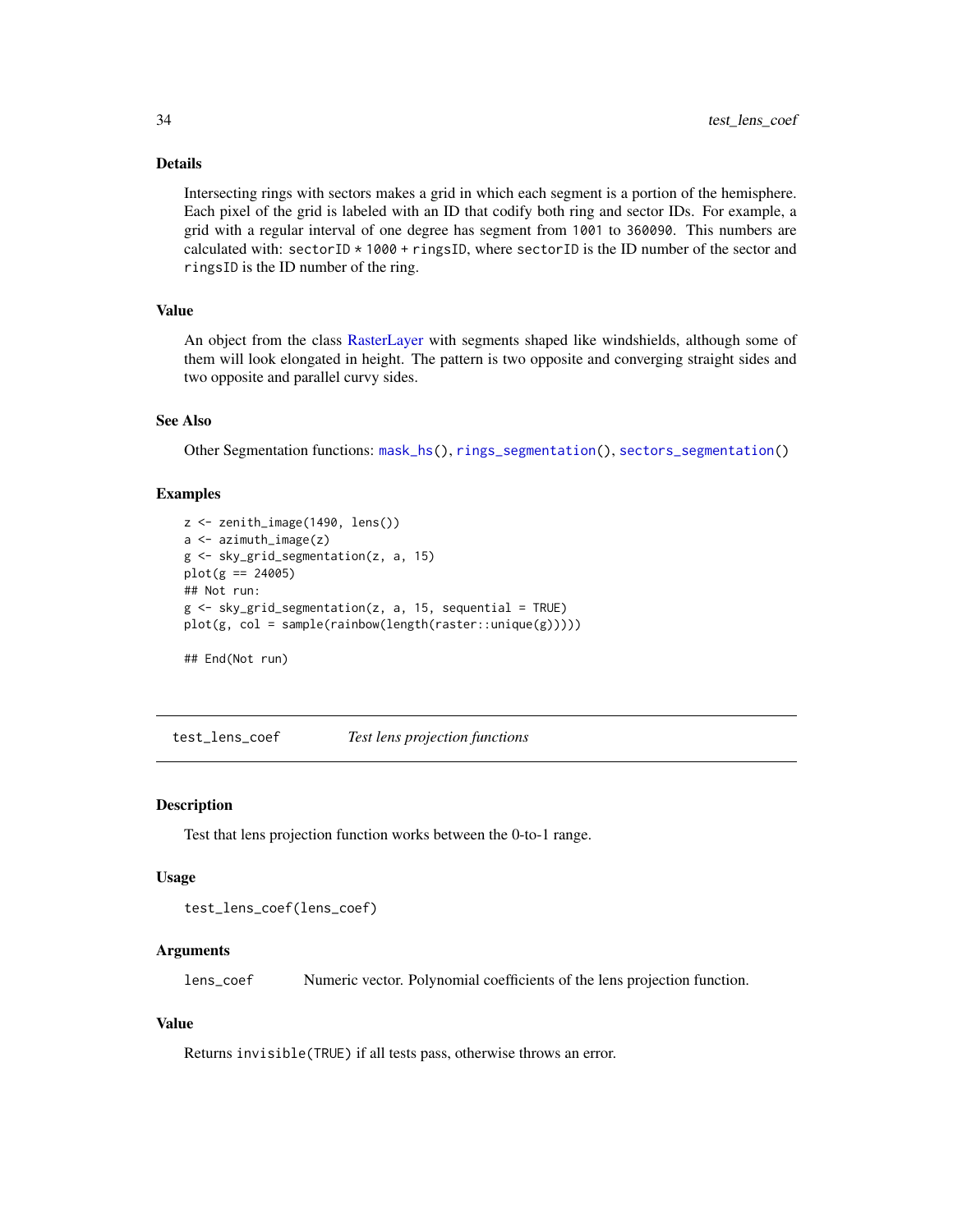### Details

Intersecting rings with sectors makes a grid in which each segment is a portion of the hemisphere. Each pixel of the grid is labeled with an ID that codify both ring and sector IDs. For example, a grid with a regular interval of one degree has segment from `1001` to `360090`. This numbers are calculated with: `sectorID * 1000 + ringsID`, where `sectorID` is the ID number of the sector and `ringsID` is the ID number of the ring.

### Value

An object from the class RasterLayer with segments shaped like windshields, although some of them will look elongated in height. The pattern is two opposite and converging straight sides and two opposite and parallel curvy sides.

### See Also

Other Segmentation functions: `mask_hs()`, `rings_segmentation()`, `sectors_segmentation()`

### Examples

```
z <- zenith_image(1490, lens())
a <- azimuth_image(z)
g <- sky_grid_segmentation(z, a, 15)
plot(g == 24005)
## Not run:
g <- sky_grid_segmentation(z, a, 15, sequential = TRUE)
plot(g, col = sample(rainbow(length(raster::unique(g)))))

## End(Not run)
```

---

## test_lens_coef — *Test lens projection functions*

### Description

Test that lens projection function works between the 0-to-1 range.

### Usage

```
test_lens_coef(lens_coef)
```

### Arguments

| | |
|---|---|
| `lens_coef` | Numeric vector. Polynomial coefficients of the lens projection function. |

### Value

Returns `invisible(TRUE)` if all tests pass, otherwise throws an error.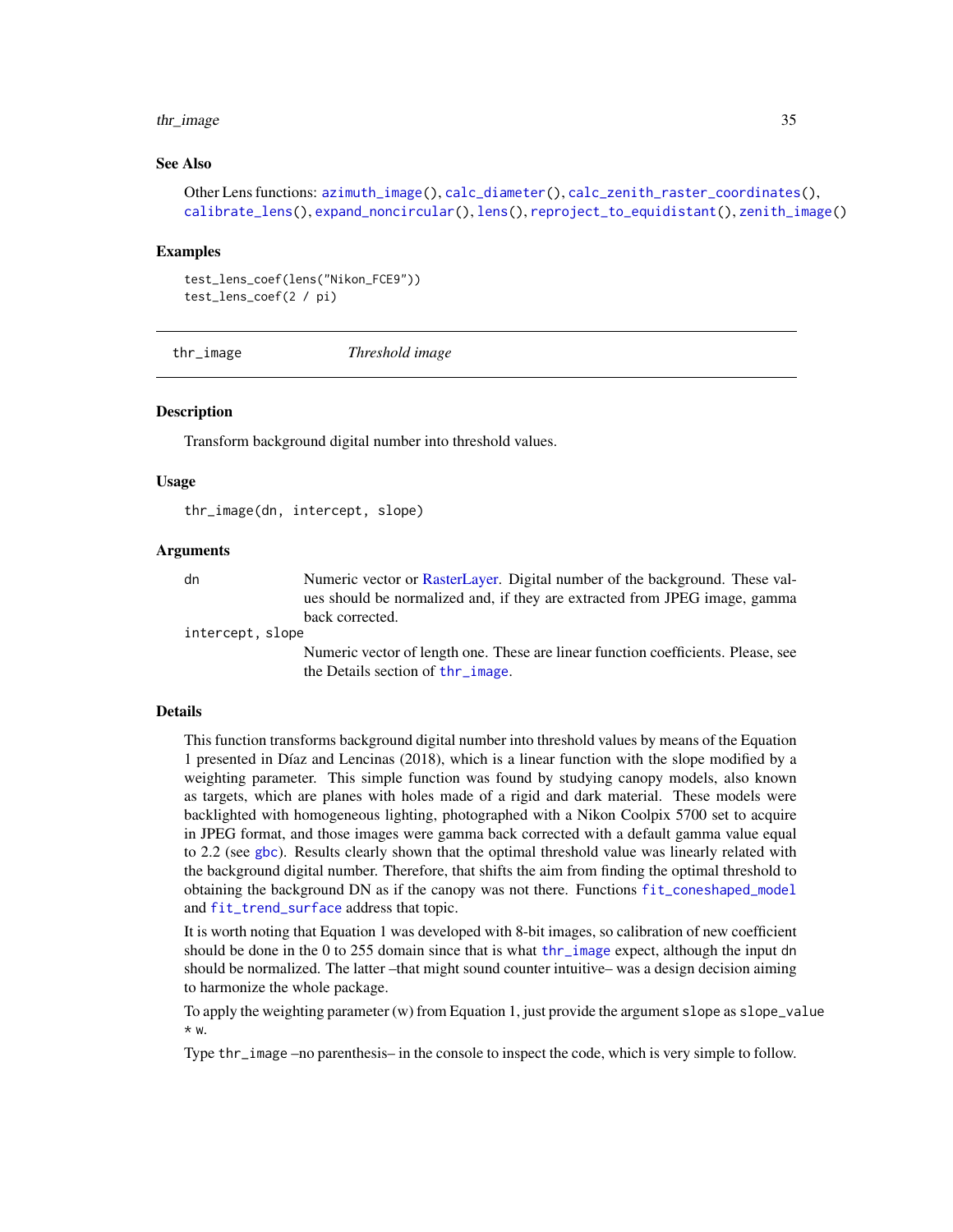## See Also

Other Lens functions: azimuth_image(), calc_diameter(), calc_zenith_raster_coordinates(), calibrate_lens(), expand_noncircular(), lens(), reproject_to_equidistant(), zenith_image()

## Examples

```
test_lens_coef(lens("Nikon_FCE9"))
test_lens_coef(2 / pi)
```

---

# thr_image — *Threshold image*

---

## Description

Transform background digital number into threshold values.

## Usage

```
thr_image(dn, intercept, slope)
```

## Arguments

| | |
|---|---|
| dn | Numeric vector or RasterLayer. Digital number of the background. These values should be normalized and, if they are extracted from JPEG image, gamma back corrected. |
| intercept, slope | Numeric vector of length one. These are linear function coefficients. Please, see the Details section of thr_image. |

## Details

This function transforms background digital number into threshold values by means of the Equation 1 presented in Díaz and Lencinas (2018), which is a linear function with the slope modified by a weighting parameter. This simple function was found by studying canopy models, also known as targets, which are planes with holes made of a rigid and dark material. These models were backlighted with homogeneous lighting, photographed with a Nikon Coolpix 5700 set to acquire in JPEG format, and those images were gamma back corrected with a default gamma value equal to 2.2 (see gbc). Results clearly shown that the optimal threshold value was linearly related with the background digital number. Therefore, that shifts the aim from finding the optimal threshold to obtaining the background DN as if the canopy was not there. Functions fit_coneshaped_model and fit_trend_surface address that topic.

It is worth noting that Equation 1 was developed with 8-bit images, so calibration of new coefficient should be done in the 0 to 255 domain since that is what thr_image expect, although the input dn should be normalized. The latter –that might sound counter intuitive– was a design decision aiming to harmonize the whole package.

To apply the weighting parameter (w) from Equation 1, just provide the argument slope as `slope_value * w`.

Type `thr_image` –no parenthesis– in the console to inspect the code, which is very simple to follow.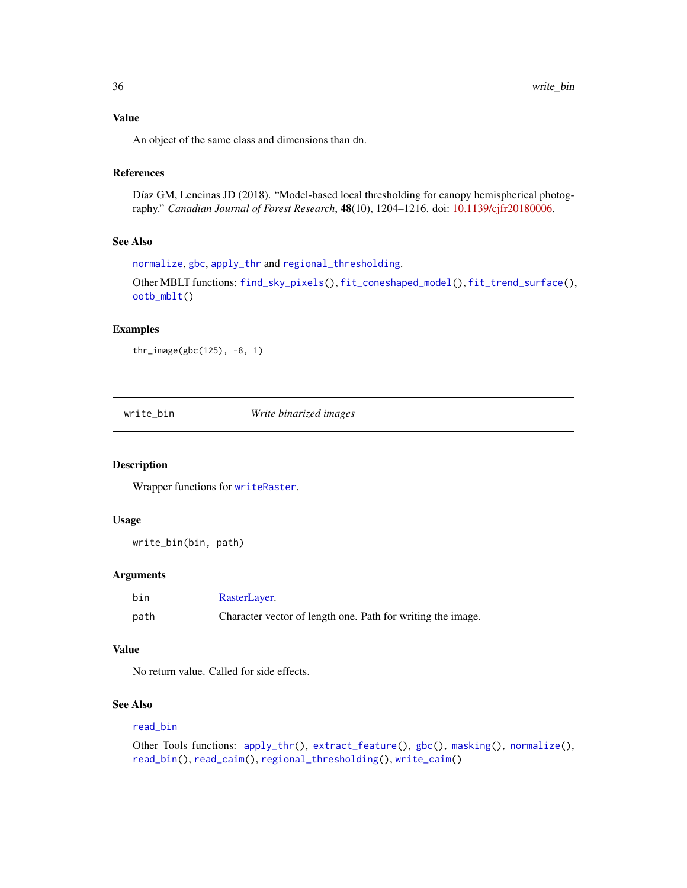## Value

An object of the same class and dimensions than `dn`.

## References

Díaz GM, Lencinas JD (2018). "Model-based local thresholding for canopy hemispherical photography." *Canadian Journal of Forest Research*, **48**(10), 1204–1216. doi: 10.1139/cjfr20180006.

## See Also

`normalize`, `gbc`, `apply_thr` and `regional_thresholding`.

Other MBLT functions: `find_sky_pixels()`, `fit_coneshaped_model()`, `fit_trend_surface()`, `ootb_mblt()`

## Examples

```
thr_image(gbc(125), -8, 1)
```

---

# write_bin — *Write binarized images*

---

## Description

Wrapper functions for `writeRaster`.

## Usage

```
write_bin(bin, path)
```

## Arguments

| | |
|---|---|
| `bin` | RasterLayer. |
| `path` | Character vector of length one. Path for writing the image. |

## Value

No return value. Called for side effects.

## See Also

`read_bin`

Other Tools functions: `apply_thr()`, `extract_feature()`, `gbc()`, `masking()`, `normalize()`, `read_bin()`, `read_caim()`, `regional_thresholding()`, `write_caim()`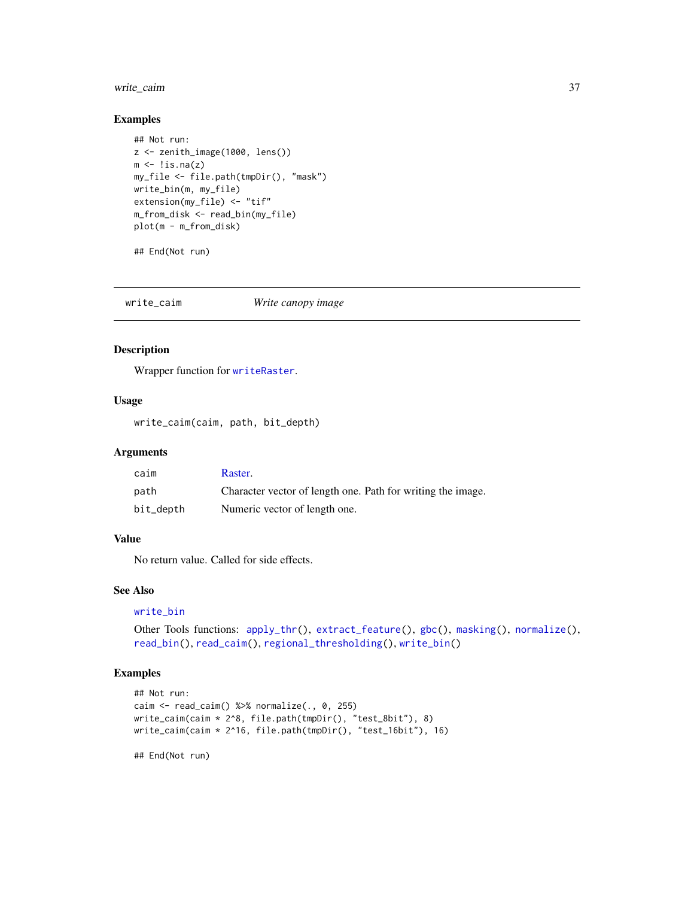## Examples

```
## Not run:
z <- zenith_image(1000, lens())
m <- !is.na(z)
my_file <- file.path(tmpDir(), "mask")
write_bin(m, my_file)
extension(my_file) <- "tif"
m_from_disk <- read_bin(my_file)
plot(m - m_from_disk)

## End(Not run)
```

---

# write_caim *Write canopy image*

---

## Description

Wrapper function for writeRaster.

## Usage

```
write_caim(caim, path, bit_depth)
```

## Arguments

| | |
|---|---|
| caim | Raster. |
| path | Character vector of length one. Path for writing the image. |
| bit_depth | Numeric vector of length one. |

## Value

No return value. Called for side effects.

## See Also

write_bin

Other Tools functions: apply_thr(), extract_feature(), gbc(), masking(), normalize(), read_bin(), read_caim(), regional_thresholding(), write_bin()

## Examples

```
## Not run:
caim <- read_caim() %>% normalize(., 0, 255)
write_caim(caim * 2^8, file.path(tmpDir(), "test_8bit"), 8)
write_caim(caim * 2^16, file.path(tmpDir(), "test_16bit"), 16)

## End(Not run)
```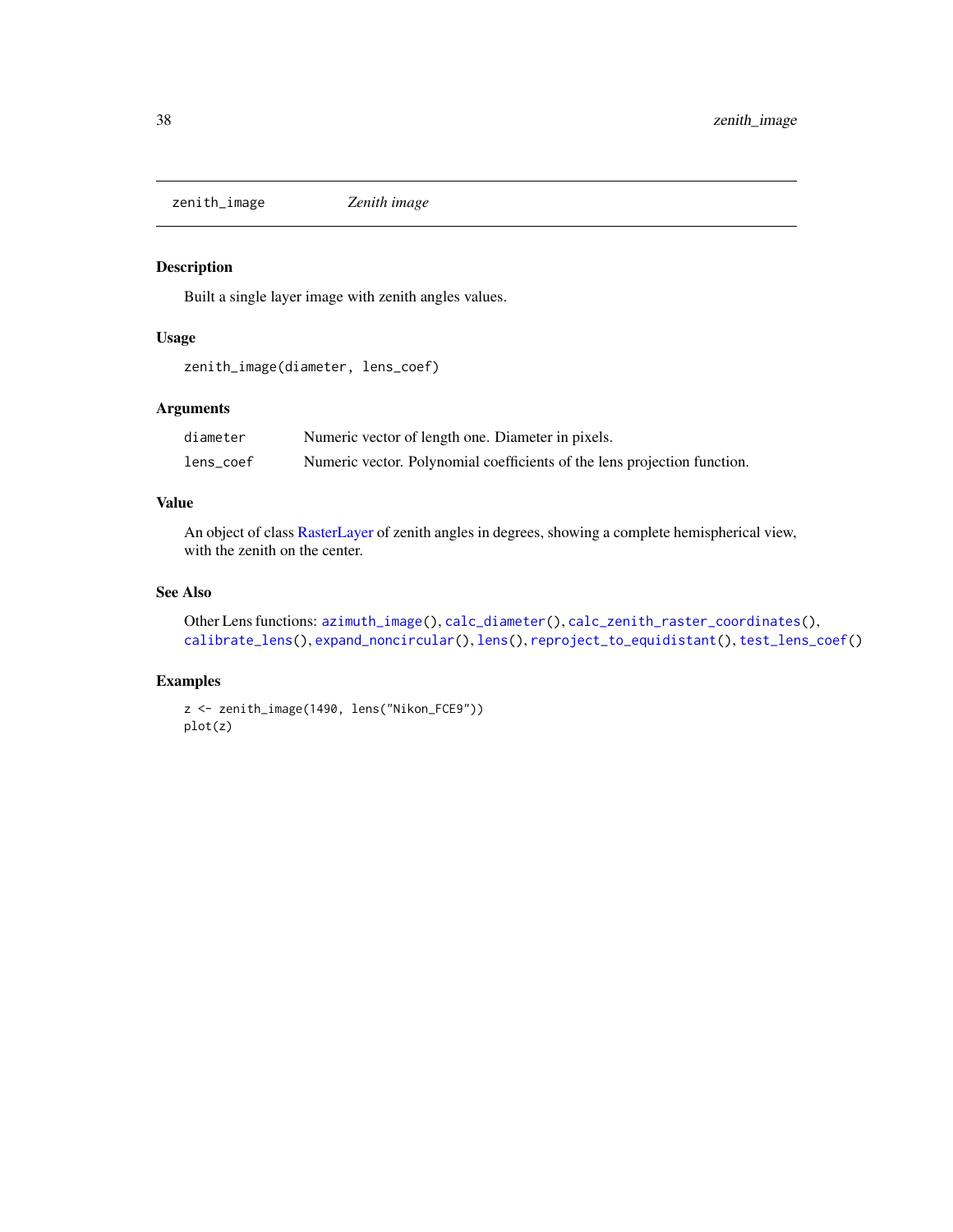## zenith_image — *Zenith image*

### Description

Built a single layer image with zenith angles values.

### Usage

```
zenith_image(diameter, lens_coef)
```

### Arguments

| | |
|---|---|
| diameter | Numeric vector of length one. Diameter in pixels. |
| lens_coef | Numeric vector. Polynomial coefficients of the lens projection function. |

### Value

An object of class RasterLayer of zenith angles in degrees, showing a complete hemispherical view, with the zenith on the center.

### See Also

Other Lens functions: `azimuth_image()`, `calc_diameter()`, `calc_zenith_raster_coordinates()`, `calibrate_lens()`, `expand_noncircular()`, `lens()`, `reproject_to_equidistant()`, `test_lens_coef()`

### Examples

```
z <- zenith_image(1490, lens("Nikon_FCE9"))
plot(z)
```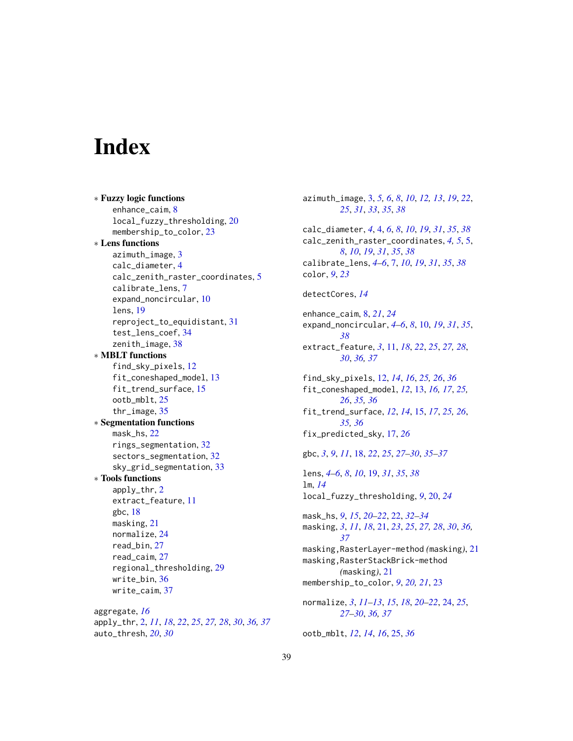# Index

∗ **Fuzzy logic functions**
- enhance_caim, 8
- local_fuzzy_thresholding, 20
- membership_to_color, 23

∗ **Lens functions**
- azimuth_image, 3
- calc_diameter, 4
- calc_zenith_raster_coordinates, 5
- calibrate_lens, 7
- expand_noncircular, 10
- lens, 19
- reproject_to_equidistant, 31
- test_lens_coef, 34
- zenith_image, 38

∗ **MBLT functions**
- find_sky_pixels, 12
- fit_coneshaped_model, 13
- fit_trend_surface, 15
- ootb_mblt, 25
- thr_image, 35

∗ **Segmentation functions**
- mask_hs, 22
- rings_segmentation, 32
- sectors_segmentation, 32
- sky_grid_segmentation, 33

∗ **Tools functions**
- apply_thr, 2
- extract_feature, 11
- gbc, 18
- masking, 21
- normalize, 24
- read_bin, 27
- read_caim, 27
- regional_thresholding, 29
- write_bin, 36
- write_caim, 37

aggregate, *16*
apply_thr, 2, *11*, *18*, *22*, *25*, *27, 28*, *30*, *36, 37*
auto_thresh, *20*, *30*

azimuth_image, 3, *5, 6*, *8*, *10*, *12, 13*, *19*, *22*, *25*, *31*, *33*, *35*, *38*

calc_diameter, *4*, 4, *6*, *8*, *10*, *19*, *31*, *35*, *38*
calc_zenith_raster_coordinates, *4, 5*, 5, *8*, *10*, *19*, *31*, *35*, *38*
calibrate_lens, *4–6*, 7, *10*, *19*, *31*, *35*, *38*
color, *9*, *23*

detectCores, *14*

enhance_caim, 8, *21*, *24*
expand_noncircular, *4–6*, *8*, 10, *19*, *31*, *35*, *38*
extract_feature, *3*, 11, *18*, *22*, *25*, *27, 28*, *30*, *36, 37*

find_sky_pixels, 12, *14*, *16*, *25, 26*, *36*
fit_coneshaped_model, *12*, 13, *16, 17*, *25, 26*, *35, 36*
fit_trend_surface, *12*, *14*, 15, *17*, *25, 26*, *35, 36*
fix_predicted_sky, 17, *26*

gbc, *3*, *9*, *11*, 18, *22*, *25*, *27–30*, *35–37*

lens, *4–6*, *8*, *10*, 19, *31*, *35*, *38*
lm, *14*
local_fuzzy_thresholding, *9*, 20, *24*

mask_hs, *9*, *15*, *20–22*, 22, *32–34*
masking, *3*, *11*, *18*, 21, *23*, *25*, *27, 28*, *30*, *36, 37*
masking,RasterLayer-method *(masking)*, 21
masking,RasterStackBrick-method *(masking)*, 21
membership_to_color, *9*, *20, 21*, 23

normalize, *3*, *11–13*, *15*, *18*, *20–22*, 24, *25*, *27–30*, *36, 37*

ootb_mblt, *12*, *14*, *16*, 25, *36*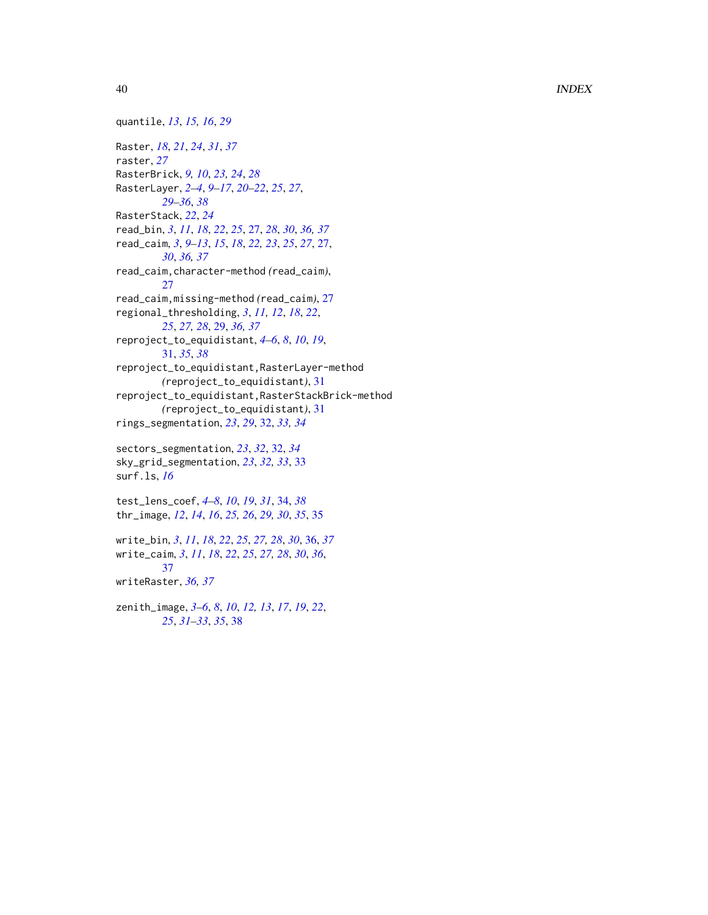quantile, *13*, *15, 16*, *29*

Raster, *18*, *21*, *24*, *31*, *37*
raster, *27*
RasterBrick, *9, 10*, *23, 24*, *28*
RasterLayer, *2–4*, *9–17*, *20–22*, *25*, *27*, *29–36*, *38*
RasterStack, *22*, *24*
read_bin, *3*, *11*, *18*, *22*, *25*, 27, *28*, *30*, *36, 37*
read_caim, *3*, *9–13*, *15*, *18*, *22, 23*, *25*, *27*, 27, *30*, *36, 37*
read_caim,character-method *(read_caim)*, 27
read_caim,missing-method *(read_caim)*, 27
regional_thresholding, *3*, *11, 12*, *18*, *22*, *25*, *27, 28*, 29, *36, 37*
reproject_to_equidistant, *4–6*, *8*, *10*, *19*, 31, *35*, *38*
reproject_to_equidistant,RasterLayer-method *(reproject_to_equidistant)*, 31
reproject_to_equidistant,RasterStackBrick-method *(reproject_to_equidistant)*, 31
rings_segmentation, *23*, *29*, 32, *33, 34*

sectors_segmentation, *23*, *32*, 32, *34*
sky_grid_segmentation, *23*, *32, 33*, 33
surf.ls, *16*

test_lens_coef, *4–8*, *10*, *19*, *31*, 34, *38*
thr_image, *12*, *14*, *16*, *25, 26*, *29, 30*, *35*, 35

write_bin, *3*, *11*, *18*, *22*, *25*, *27, 28*, *30*, 36, *37*
write_caim, *3*, *11*, *18*, *22*, *25*, *27, 28*, *30*, *36*, 37
writeRaster, *36, 37*

zenith_image, *3–6*, *8*, *10*, *12, 13*, *17*, *19*, *22*, *25*, *31–33*, *35*, 38